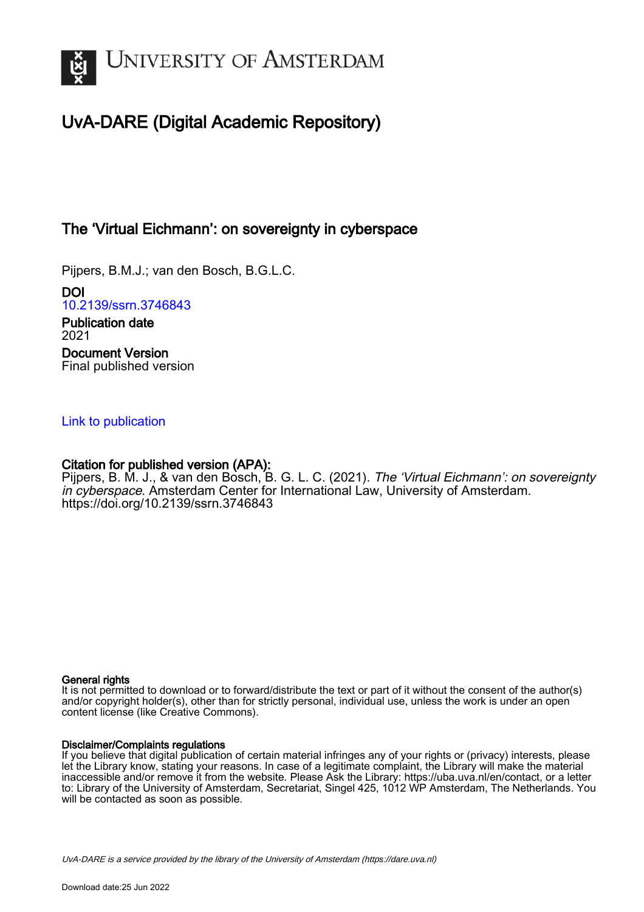# UvA-DARE (Digital Academic Repository)

## The 'Virtual Eichmann': on sovereignty in cyberspace

Pijpers, B.M.J.; van den Bosch, B.G.L.C.

**DOI**
10.2139/ssrn.3746843

**Publication date**
2021

**Document Version**
Final published version

Link to publication

**Citation for published version (APA):**
Pijpers, B. M. J., & van den Bosch, B. G. L. C. (2021). *The 'Virtual Eichmann': on sovereignty in cyberspace*. Amsterdam Center for International Law, University of Amsterdam. https://doi.org/10.2139/ssrn.3746843

**General rights**
It is not permitted to download or to forward/distribute the text or part of it without the consent of the author(s) and/or copyright holder(s), other than for strictly personal, individual use, unless the work is under an open content license (like Creative Commons).

**Disclaimer/Complaints regulations**
If you believe that digital publication of certain material infringes any of your rights or (privacy) interests, please let the Library know, stating your reasons. In case of a legitimate complaint, the Library will make the material inaccessible and/or remove it from the website. Please Ask the Library: https://uba.uva.nl/en/contact, or a letter to: Library of the University of Amsterdam, Secretariat, Singel 425, 1012 WP Amsterdam, The Netherlands. You will be contacted as soon as possible.

*UvA-DARE is a service provided by the library of the University of Amsterdam (https://dare.uva.nl)*

Download date:25 Jun 2022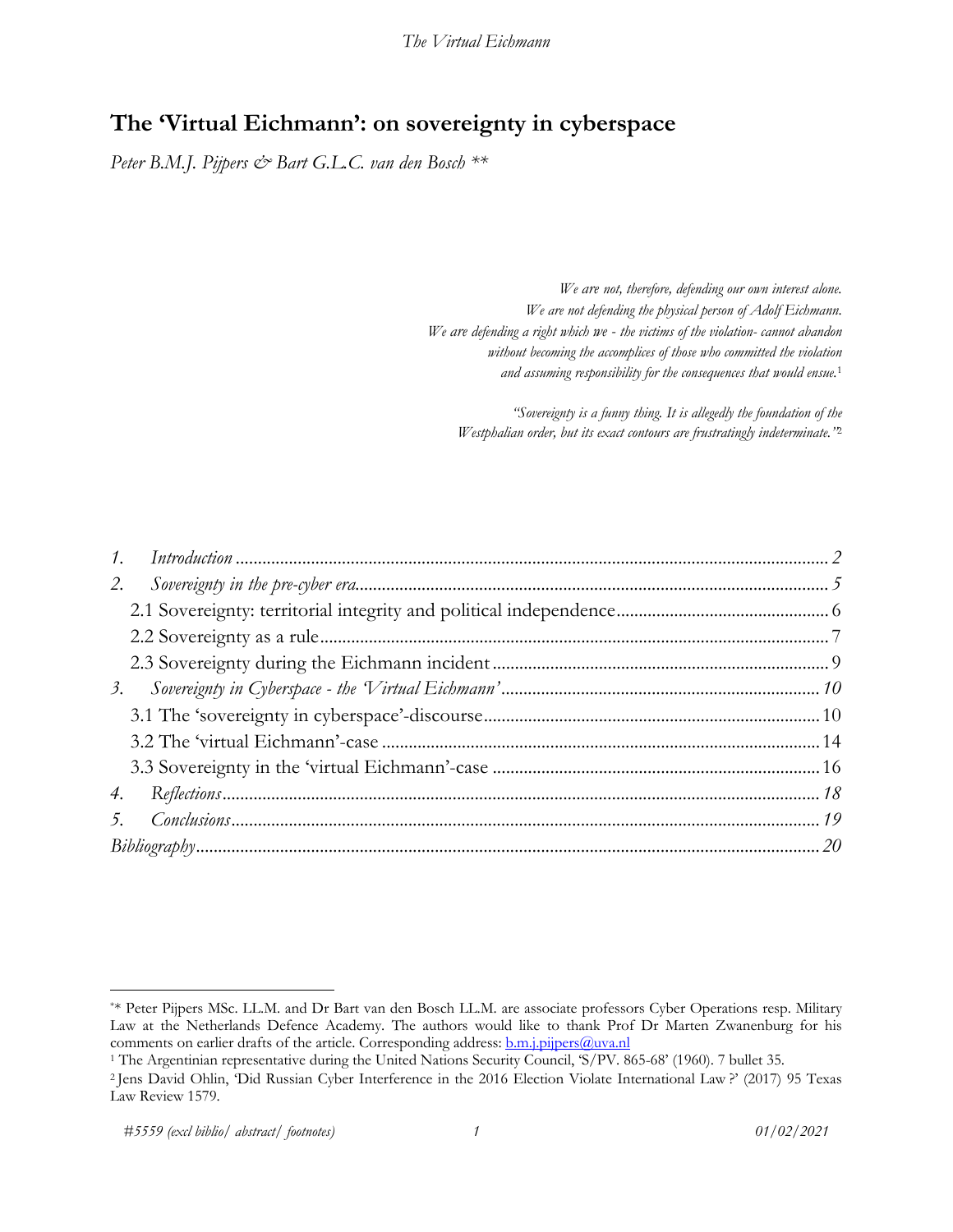# The 'Virtual Eichmann': on sovereignty in cyberspace

*Peter B.M.J. Pijpers & Bart G.L.C. van den Bosch* **

> *We are not, therefore, defending our own interest alone.*
> *We are not defending the physical person of Adolf Eichmann.*
> *We are defending a right which we - the victims of the violation- cannot abandon*
> *without becoming the accomplices of those who committed the violation*
> *and assuming responsibility for the consequences that would ensue.*[1]

> *"Sovereignty is a funny thing. It is allegedly the foundation of the*
> *Westphalian order, but its exact contours are frustratingly indeterminate."*[2]

1. *Introduction* ... *2*
2. *Sovereignty in the pre-cyber era* ... *5*
   - 2.1 Sovereignty: territorial integrity and political independence ... 6
   - 2.2 Sovereignty as a rule ... 7
   - 2.3 Sovereignty during the Eichmann incident ... 9
3. *Sovereignty in Cyberspace - the 'Virtual Eichmann'* ... *10*
   - 3.1 The 'sovereignty in cyberspace'-discourse ... 10
   - 3.2 The 'virtual Eichmann'-case ... 14
   - 3.3 Sovereignty in the 'virtual Eichmann'-case ... 16
4. *Reflections* ... *18*
5. *Conclusions* ... *19*

*Bibliography* ... *20*

---

** Peter Pijpers MSc. LL.M. and Dr Bart van den Bosch LL.M. are associate professors Cyber Operations resp. Military Law at the Netherlands Defence Academy. The authors would like to thank Prof Dr Marten Zwanenburg for his comments on earlier drafts of the article. Corresponding address: b.m.j.pijpers@uva.nl

[1] The Argentinian representative during the United Nations Security Council, 'S/PV. 865-68' (1960). 7 bullet 35.

[2] Jens David Ohlin, 'Did Russian Cyber Interference in the 2016 Election Violate International Law?' (2017) 95 Texas Law Review 1579.

*#5559 (excl biblio/ abstract/ footnotes)* *01/02/2021*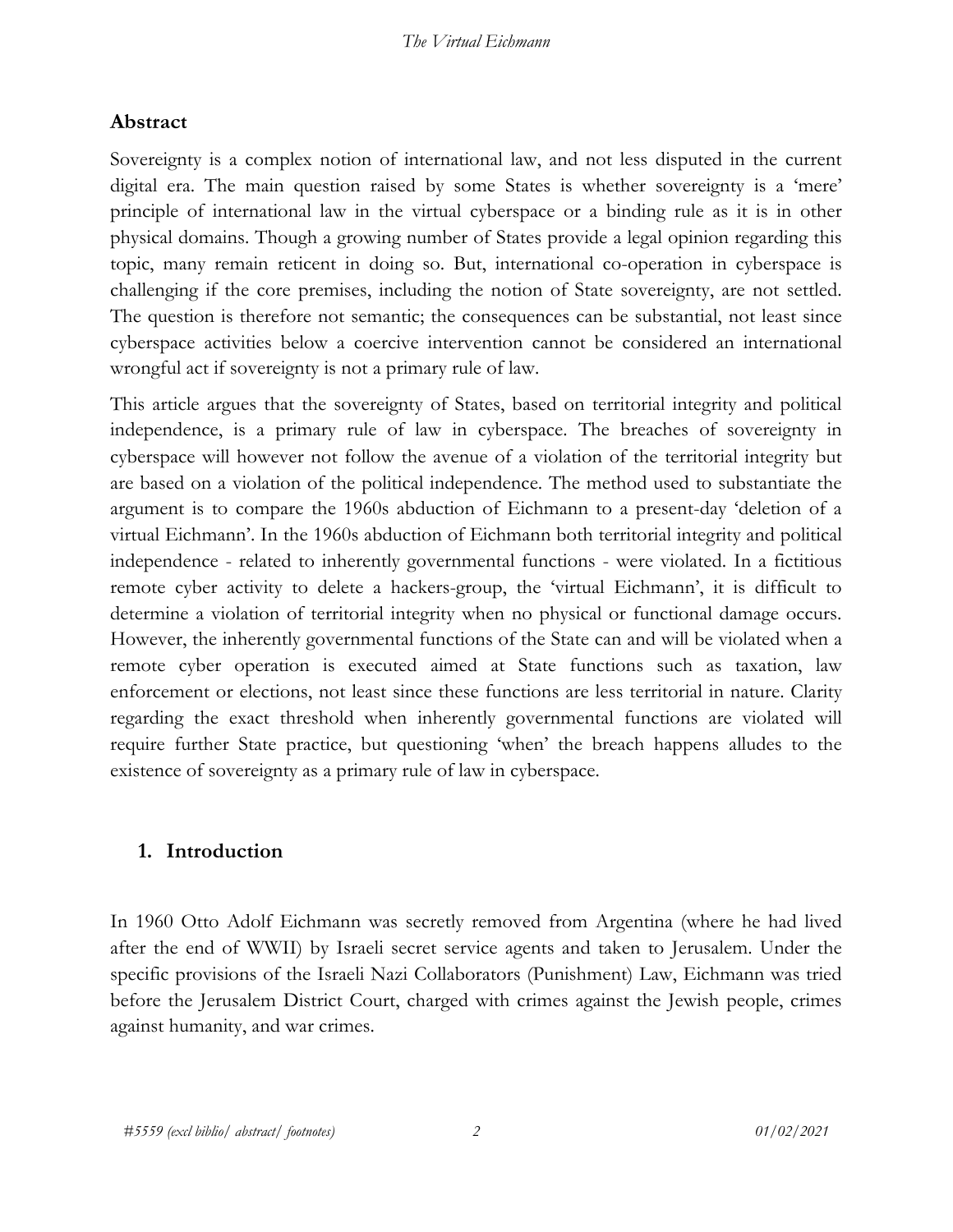## Abstract

Sovereignty is a complex notion of international law, and not less disputed in the current digital era. The main question raised by some States is whether sovereignty is a 'mere' principle of international law in the virtual cyberspace or a binding rule as it is in other physical domains. Though a growing number of States provide a legal opinion regarding this topic, many remain reticent in doing so. But, international co-operation in cyberspace is challenging if the core premises, including the notion of State sovereignty, are not settled. The question is therefore not semantic; the consequences can be substantial, not least since cyberspace activities below a coercive intervention cannot be considered an international wrongful act if sovereignty is not a primary rule of law.

This article argues that the sovereignty of States, based on territorial integrity and political independence, is a primary rule of law in cyberspace. The breaches of sovereignty in cyberspace will however not follow the avenue of a violation of the territorial integrity but are based on a violation of the political independence. The method used to substantiate the argument is to compare the 1960s abduction of Eichmann to a present-day 'deletion of a virtual Eichmann'. In the 1960s abduction of Eichmann both territorial integrity and political independence - related to inherently governmental functions - were violated. In a fictitious remote cyber activity to delete a hackers-group, the 'virtual Eichmann', it is difficult to determine a violation of territorial integrity when no physical or functional damage occurs. However, the inherently governmental functions of the State can and will be violated when a remote cyber operation is executed aimed at State functions such as taxation, law enforcement or elections, not least since these functions are less territorial in nature. Clarity regarding the exact threshold when inherently governmental functions are violated will require further State practice, but questioning 'when' the breach happens alludes to the existence of sovereignty as a primary rule of law in cyberspace.

## 1. Introduction

In 1960 Otto Adolf Eichmann was secretly removed from Argentina (where he had lived after the end of WWII) by Israeli secret service agents and taken to Jerusalem. Under the specific provisions of the Israeli Nazi Collaborators (Punishment) Law, Eichmann was tried before the Jerusalem District Court, charged with crimes against the Jewish people, crimes against humanity, and war crimes.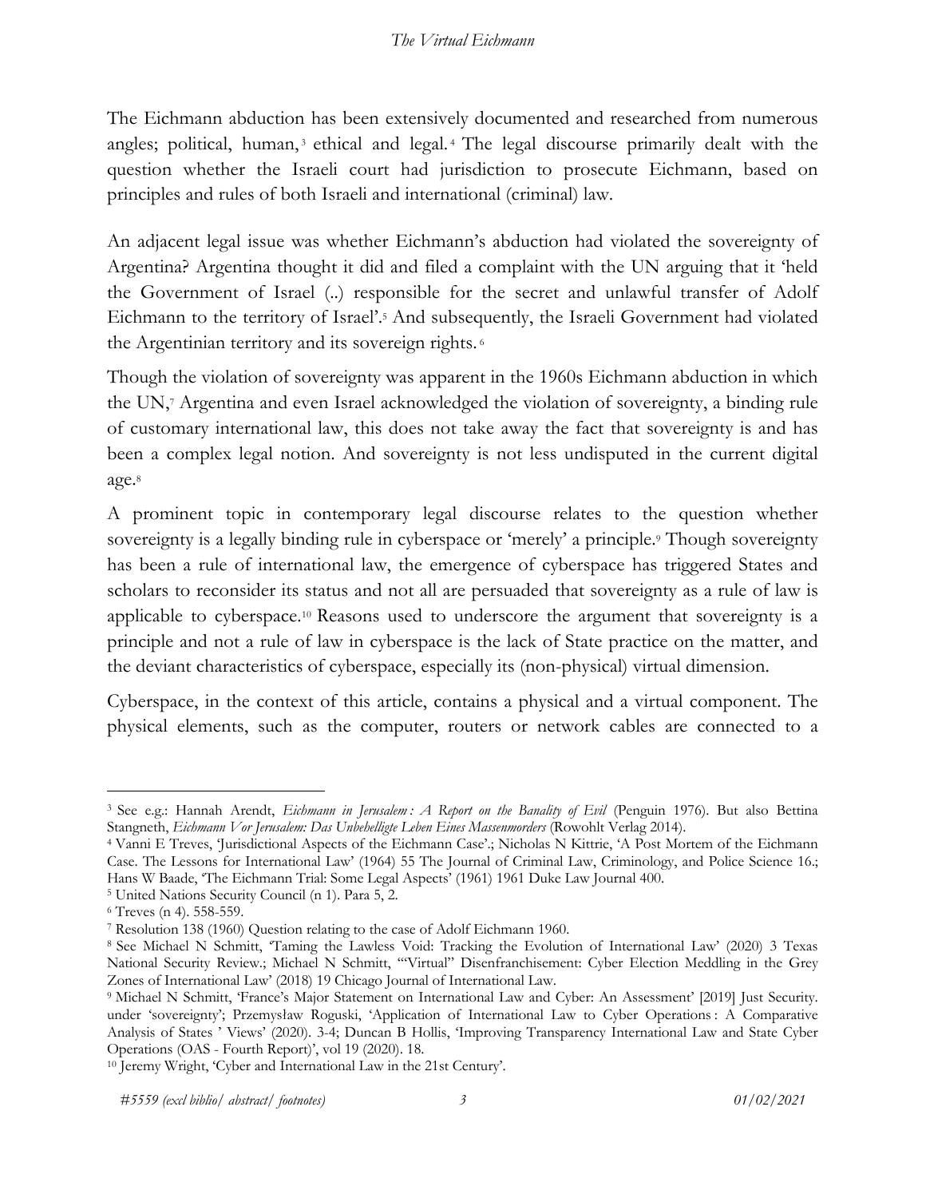The Eichmann abduction has been extensively documented and researched from numerous angles; political, human,[3] ethical and legal.[4] The legal discourse primarily dealt with the question whether the Israeli court had jurisdiction to prosecute Eichmann, based on principles and rules of both Israeli and international (criminal) law.

An adjacent legal issue was whether Eichmann's abduction had violated the sovereignty of Argentina? Argentina thought it did and filed a complaint with the UN arguing that it 'held the Government of Israel (..) responsible for the secret and unlawful transfer of Adolf Eichmann to the territory of Israel'.[5] And subsequently, the Israeli Government had violated the Argentinian territory and its sovereign rights.[6]

Though the violation of sovereignty was apparent in the 1960s Eichmann abduction in which the UN,[7] Argentina and even Israel acknowledged the violation of sovereignty, a binding rule of customary international law, this does not take away the fact that sovereignty is and has been a complex legal notion. And sovereignty is not less undisputed in the current digital age.[8]

A prominent topic in contemporary legal discourse relates to the question whether sovereignty is a legally binding rule in cyberspace or 'merely' a principle.[9] Though sovereignty has been a rule of international law, the emergence of cyberspace has triggered States and scholars to reconsider its status and not all are persuaded that sovereignty as a rule of law is applicable to cyberspace.[10] Reasons used to underscore the argument that sovereignty is a principle and not a rule of law in cyberspace is the lack of State practice on the matter, and the deviant characteristics of cyberspace, especially its (non-physical) virtual dimension.

Cyberspace, in the context of this article, contains a physical and a virtual component. The physical elements, such as the computer, routers or network cables are connected to a

---

[3] See e.g.: Hannah Arendt, *Eichmann in Jerusalem : A Report on the Banality of Evil* (Penguin 1976). But also Bettina Stangneth, *Eichmann Vor Jerusalem: Das Unbehelligte Leben Eines Massenmorders* (Rowohlt Verlag 2014).

[4] Vanni E Treves, 'Jurisdictional Aspects of the Eichmann Case'.; Nicholas N Kittrie, 'A Post Mortem of the Eichmann Case. The Lessons for International Law' (1964) 55 The Journal of Criminal Law, Criminology, and Police Science 16.; Hans W Baade, 'The Eichmann Trial: Some Legal Aspects' (1961) 1961 Duke Law Journal 400.

[5] United Nations Security Council (n 1). Para 5, 2.

[6] Treves (n 4). 558-559.

[7] Resolution 138 (1960) Question relating to the case of Adolf Eichmann 1960.

[8] See Michael N Schmitt, 'Taming the Lawless Void: Tracking the Evolution of International Law' (2020) 3 Texas National Security Review.; Michael N Schmitt, '"Virtual" Disenfranchisement: Cyber Election Meddling in the Grey Zones of International Law' (2018) 19 Chicago Journal of International Law.

[9] Michael N Schmitt, 'France's Major Statement on International Law and Cyber: An Assessment' [2019] Just Security. under 'sovereignty'; Przemysław Roguski, 'Application of International Law to Cyber Operations : A Comparative Analysis of States ' Views' (2020). 3-4; Duncan B Hollis, 'Improving Transparency International Law and State Cyber Operations (OAS - Fourth Report)', vol 19 (2020). 18.

[10] Jeremy Wright, 'Cyber and International Law in the 21st Century'.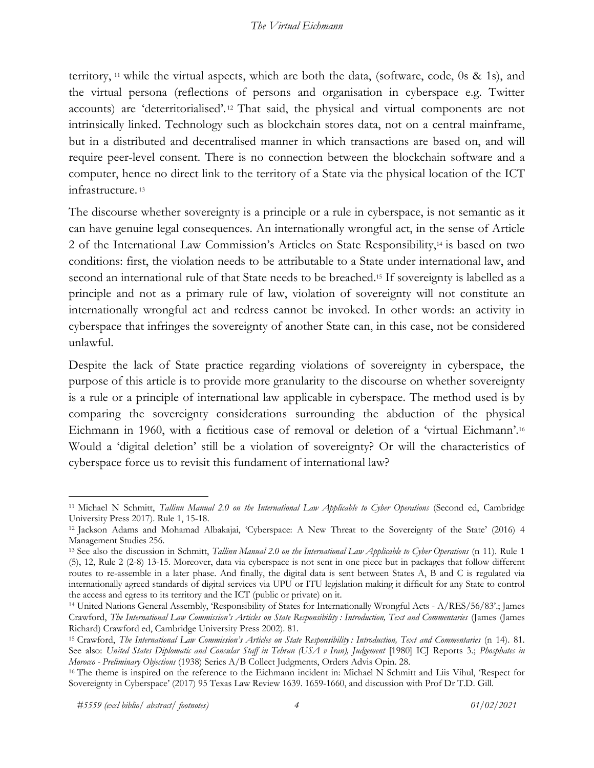territory, [11] while the virtual aspects, which are both the data, (software, code, 0s & 1s), and the virtual persona (reflections of persons and organisation in cyberspace e.g. Twitter accounts) are 'deterritorialised'. [12] That said, the physical and virtual components are not intrinsically linked. Technology such as blockchain stores data, not on a central mainframe, but in a distributed and decentralised manner in which transactions are based on, and will require peer-level consent. There is no connection between the blockchain software and a computer, hence no direct link to the territory of a State via the physical location of the ICT infrastructure. [13]

The discourse whether sovereignty is a principle or a rule in cyberspace, is not semantic as it can have genuine legal consequences. An internationally wrongful act, in the sense of Article 2 of the International Law Commission's Articles on State Responsibility,[14] is based on two conditions: first, the violation needs to be attributable to a State under international law, and second an international rule of that State needs to be breached.[15] If sovereignty is labelled as a principle and not as a primary rule of law, violation of sovereignty will not constitute an internationally wrongful act and redress cannot be invoked. In other words: an activity in cyberspace that infringes the sovereignty of another State can, in this case, not be considered unlawful.

Despite the lack of State practice regarding violations of sovereignty in cyberspace, the purpose of this article is to provide more granularity to the discourse on whether sovereignty is a rule or a principle of international law applicable in cyberspace. The method used is by comparing the sovereignty considerations surrounding the abduction of the physical Eichmann in 1960, with a fictitious case of removal or deletion of a 'virtual Eichmann'.[16] Would a 'digital deletion' still be a violation of sovereignty? Or will the characteristics of cyberspace force us to revisit this fundament of international law?

---

[11] Michael N Schmitt, *Tallinn Manual 2.0 on the International Law Applicable to Cyber Operations* (Second ed, Cambridge University Press 2017). Rule 1, 15-18.

[12] Jackson Adams and Mohamad Albakajai, 'Cyberspace: A New Threat to the Sovereignty of the State' (2016) 4 Management Studies 256.

[13] See also the discussion in Schmitt, *Tallinn Manual 2.0 on the International Law Applicable to Cyber Operations* (n 11). Rule 1 (5), 12, Rule 2 (2-8) 13-15. Moreover, data via cyberspace is not sent in one piece but in packages that follow different routes to re-assemble in a later phase. And finally, the digital data is sent between States A, B and C is regulated via internationally agreed standards of digital services via UPU or ITU legislation making it difficult for any State to control the access and egress to its territory and the ICT (public or private) on it.

[14] United Nations General Assembly, 'Responsibility of States for Internationally Wrongful Acts - A/RES/56/83'.; James Crawford, *The International Law Commission's Articles on State Responsibility : Introduction, Text and Commentaries* (James (James Richard) Crawford ed, Cambridge University Press 2002). 81.

[15] Crawford, *The International Law Commission's Articles on State Responsibility : Introduction, Text and Commentaries* (n 14). 81. See also: *United States Diplomatic and Consular Staff in Tehran (USA v Iran), Judgement* [1980] ICJ Reports 3.; *Phosphates in Morocco - Preliminary Objections* (1938) Series A/B Collect Judgments, Orders Advis Opin. 28.

[16] The theme is inspired on the reference to the Eichmann incident in: Michael N Schmitt and Liis Vihul, 'Respect for Sovereignty in Cyberspace' (2017) 95 Texas Law Review 1639. 1659-1660, and discussion with Prof Dr T.D. Gill.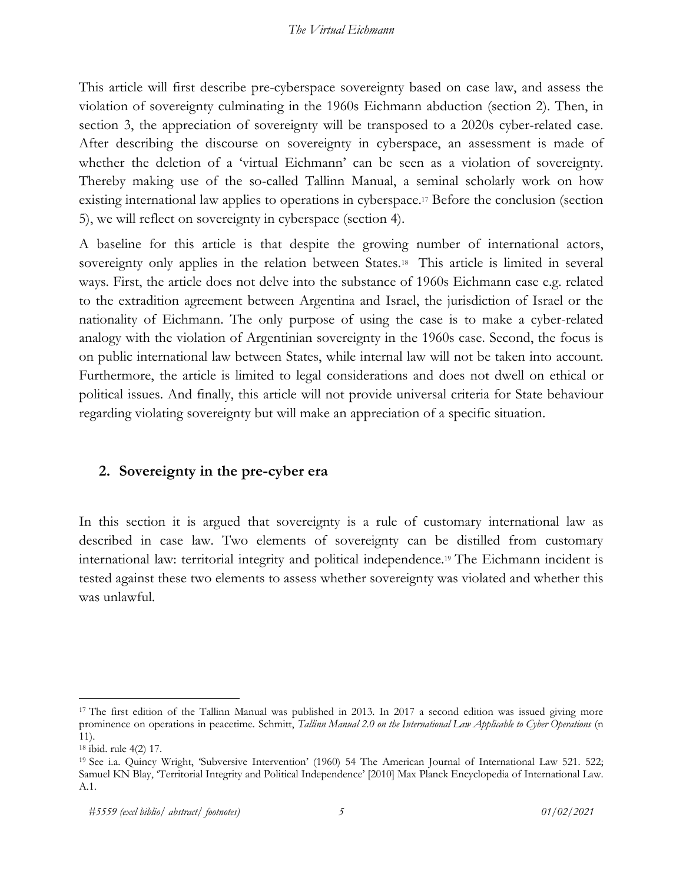This article will first describe pre-cyberspace sovereignty based on case law, and assess the violation of sovereignty culminating in the 1960s Eichmann abduction (section 2). Then, in section 3, the appreciation of sovereignty will be transposed to a 2020s cyber-related case. After describing the discourse on sovereignty in cyberspace, an assessment is made of whether the deletion of a 'virtual Eichmann' can be seen as a violation of sovereignty. Thereby making use of the so-called Tallinn Manual, a seminal scholarly work on how existing international law applies to operations in cyberspace.[17] Before the conclusion (section 5), we will reflect on sovereignty in cyberspace (section 4).

A baseline for this article is that despite the growing number of international actors, sovereignty only applies in the relation between States.[18] This article is limited in several ways. First, the article does not delve into the substance of 1960s Eichmann case e.g. related to the extradition agreement between Argentina and Israel, the jurisdiction of Israel or the nationality of Eichmann. The only purpose of using the case is to make a cyber-related analogy with the violation of Argentinian sovereignty in the 1960s case. Second, the focus is on public international law between States, while internal law will not be taken into account. Furthermore, the article is limited to legal considerations and does not dwell on ethical or political issues. And finally, this article will not provide universal criteria for State behaviour regarding violating sovereignty but will make an appreciation of a specific situation.

## 2. Sovereignty in the pre-cyber era

In this section it is argued that sovereignty is a rule of customary international law as described in case law. Two elements of sovereignty can be distilled from customary international law: territorial integrity and political independence.[19] The Eichmann incident is tested against these two elements to assess whether sovereignty was violated and whether this was unlawful.

---

[17] The first edition of the Tallinn Manual was published in 2013. In 2017 a second edition was issued giving more prominence on operations in peacetime. Schmitt, *Tallinn Manual 2.0 on the International Law Applicable to Cyber Operations* (n 11).

[18] ibid. rule 4(2) 17.

[19] See i.a. Quincy Wright, 'Subversive Intervention' (1960) 54 The American Journal of International Law 521. 522; Samuel KN Blay, 'Territorial Integrity and Political Independence' [2010] Max Planck Encyclopedia of International Law. A.1.

*#5559 (excl biblio/ abstract/ footnotes)* *01/02/2021*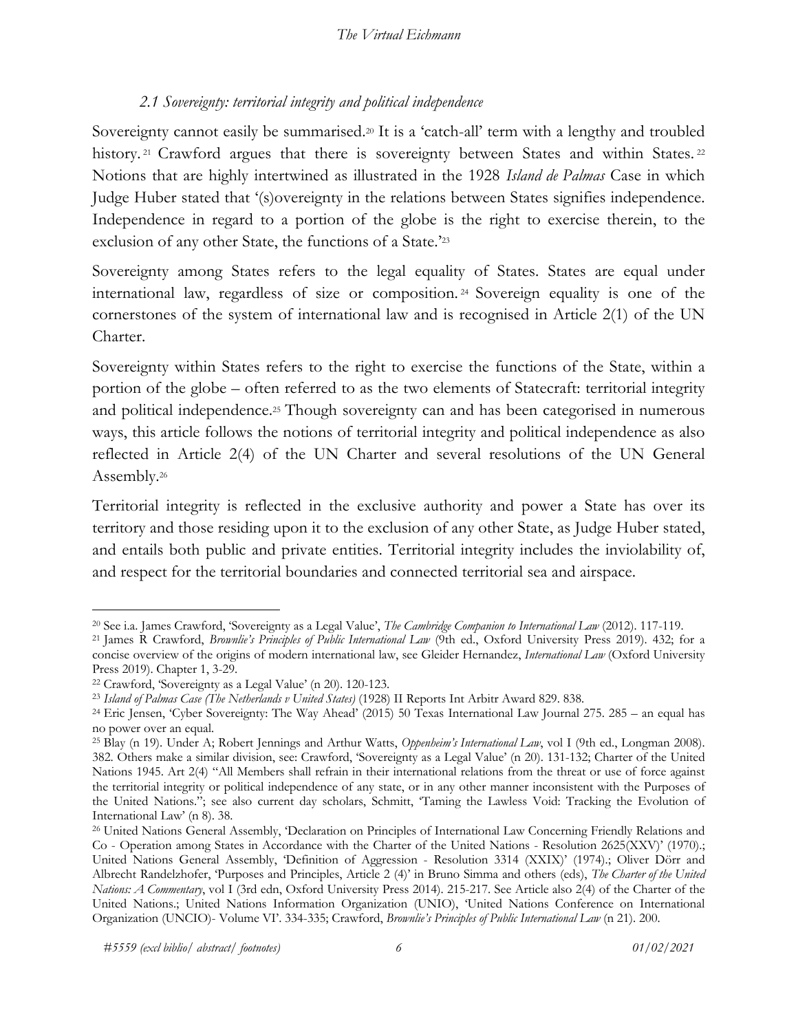### *2.1 Sovereignty: territorial integrity and political independence*

Sovereignty cannot easily be summarised.[20] It is a 'catch-all' term with a lengthy and troubled history.[21] Crawford argues that there is sovereignty between States and within States.[22] Notions that are highly intertwined as illustrated in the 1928 *Island de Palmas* Case in which Judge Huber stated that '(s)overeignty in the relations between States signifies independence. Independence in regard to a portion of the globe is the right to exercise therein, to the exclusion of any other State, the functions of a State.'[23]

Sovereignty among States refers to the legal equality of States. States are equal under international law, regardless of size or composition.[24] Sovereign equality is one of the cornerstones of the system of international law and is recognised in Article 2(1) of the UN Charter.

Sovereignty within States refers to the right to exercise the functions of the State, within a portion of the globe – often referred to as the two elements of Statecraft: territorial integrity and political independence.[25] Though sovereignty can and has been categorised in numerous ways, this article follows the notions of territorial integrity and political independence as also reflected in Article 2(4) of the UN Charter and several resolutions of the UN General Assembly.[26]

Territorial integrity is reflected in the exclusive authority and power a State has over its territory and those residing upon it to the exclusion of any other State, as Judge Huber stated, and entails both public and private entities. Territorial integrity includes the inviolability of, and respect for the territorial boundaries and connected territorial sea and airspace.

---

[20] See i.a. James Crawford, 'Sovereignty as a Legal Value', *The Cambridge Companion to International Law* (2012). 117-119.

[21] James R Crawford, *Brownlie's Principles of Public International Law* (9th ed., Oxford University Press 2019). 432; for a concise overview of the origins of modern international law, see Gleider Hernandez, *International Law* (Oxford University Press 2019). Chapter 1, 3-29.

[22] Crawford, 'Sovereignty as a Legal Value' (n 20). 120-123.

[23] *Island of Palmas Case (The Netherlands v United States)* (1928) II Reports Int Arbitr Award 829. 838.

[24] Eric Jensen, 'Cyber Sovereignty: The Way Ahead' (2015) 50 Texas International Law Journal 275. 285 – an equal has no power over an equal.

[25] Blay (n 19). Under A; Robert Jennings and Arthur Watts, *Oppenheim's International Law*, vol I (9th ed., Longman 2008). 382. Others make a similar division, see: Crawford, 'Sovereignty as a Legal Value' (n 20). 131-132; Charter of the United Nations 1945. Art 2(4) "All Members shall refrain in their international relations from the threat or use of force against the territorial integrity or political independence of any state, or in any other manner inconsistent with the Purposes of the United Nations."; see also current day scholars, Schmitt, 'Taming the Lawless Void: Tracking the Evolution of International Law' (n 8). 38.

[26] United Nations General Assembly, 'Declaration on Principles of International Law Concerning Friendly Relations and Co - Operation among States in Accordance with the Charter of the United Nations - Resolution 2625(XXV)' (1970).; United Nations General Assembly, 'Definition of Aggression - Resolution 3314 (XXIX)' (1974).; Oliver Dörr and Albrecht Randelzhofer, 'Purposes and Principles, Article 2 (4)' in Bruno Simma and others (eds), *The Charter of the United Nations: A Commentary*, vol I (3rd edn, Oxford University Press 2014). 215-217. See Article also 2(4) of the Charter of the United Nations.; United Nations Information Organization (UNIO), 'United Nations Conference on International Organization (UNCIO)- Volume VI'. 334-335; Crawford, *Brownlie's Principles of Public International Law* (n 21). 200.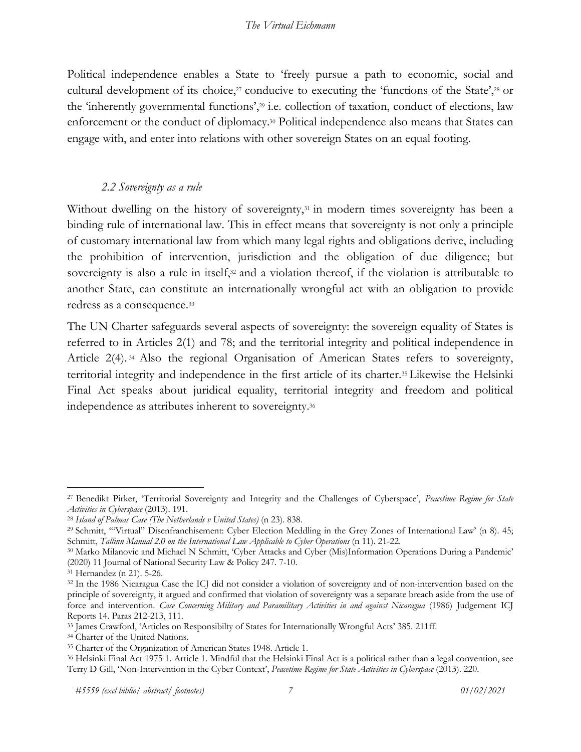Political independence enables a State to 'freely pursue a path to economic, social and cultural development of its choice,[27] conducive to executing the 'functions of the State',[28] or the 'inherently governmental functions',[29] i.e. collection of taxation, conduct of elections, law enforcement or the conduct of diplomacy.[30] Political independence also means that States can engage with, and enter into relations with other sovereign States on an equal footing.

### *2.2 Sovereignty as a rule*

Without dwelling on the history of sovereignty,[31] in modern times sovereignty has been a binding rule of international law. This in effect means that sovereignty is not only a principle of customary international law from which many legal rights and obligations derive, including the prohibition of intervention, jurisdiction and the obligation of due diligence; but sovereignty is also a rule in itself,[32] and a violation thereof, if the violation is attributable to another State, can constitute an internationally wrongful act with an obligation to provide redress as a consequence.[33]

The UN Charter safeguards several aspects of sovereignty: the sovereign equality of States is referred to in Articles 2(1) and 78; and the territorial integrity and political independence in Article 2(4).[34] Also the regional Organisation of American States refers to sovereignty, territorial integrity and independence in the first article of its charter.[35] Likewise the Helsinki Final Act speaks about juridical equality, territorial integrity and freedom and political independence as attributes inherent to sovereignty.[36]

---

[27] Benedikt Pirker, 'Territorial Sovereignty and Integrity and the Challenges of Cyberspace', *Peacetime Regime for State Activities in Cyberspace* (2013). 191.

[28] *Island of Palmas Case (The Netherlands v United States)* (n 23). 838.

[29] Schmitt, '"Virtual" Disenfranchisement: Cyber Election Meddling in the Grey Zones of International Law' (n 8). 45; Schmitt, *Tallinn Manual 2.0 on the International Law Applicable to Cyber Operations* (n 11). 21-22.

[30] Marko Milanovic and Michael N Schmitt, 'Cyber Attacks and Cyber (Mis)Information Operations During a Pandemic' (2020) 11 Journal of National Security Law & Policy 247. 7-10.

[31] Hernandez (n 21). 5-26.

[32] In the 1986 Nicaragua Case the ICJ did not consider a violation of sovereignty and of non-intervention based on the principle of sovereignty, it argued and confirmed that violation of sovereignty was a separate breach aside from the use of force and intervention. *Case Concerning Military and Paramilitary Activities in and against Nicaragua* (1986) Judgement ICJ Reports 14. Paras 212-213, 111.

[33] James Crawford, 'Articles on Responsibilty of States for Internationally Wrongful Acts' 385. 211ff.

[34] Charter of the United Nations.

[35] Charter of the Organization of American States 1948. Article 1.

[36] Helsinki Final Act 1975 1. Article 1. Mindful that the Helsinki Final Act is a political rather than a legal convention, see Terry D Gill, 'Non-Intervention in the Cyber Context', *Peacetime Regime for State Activities in Cyberspace* (2013). 220.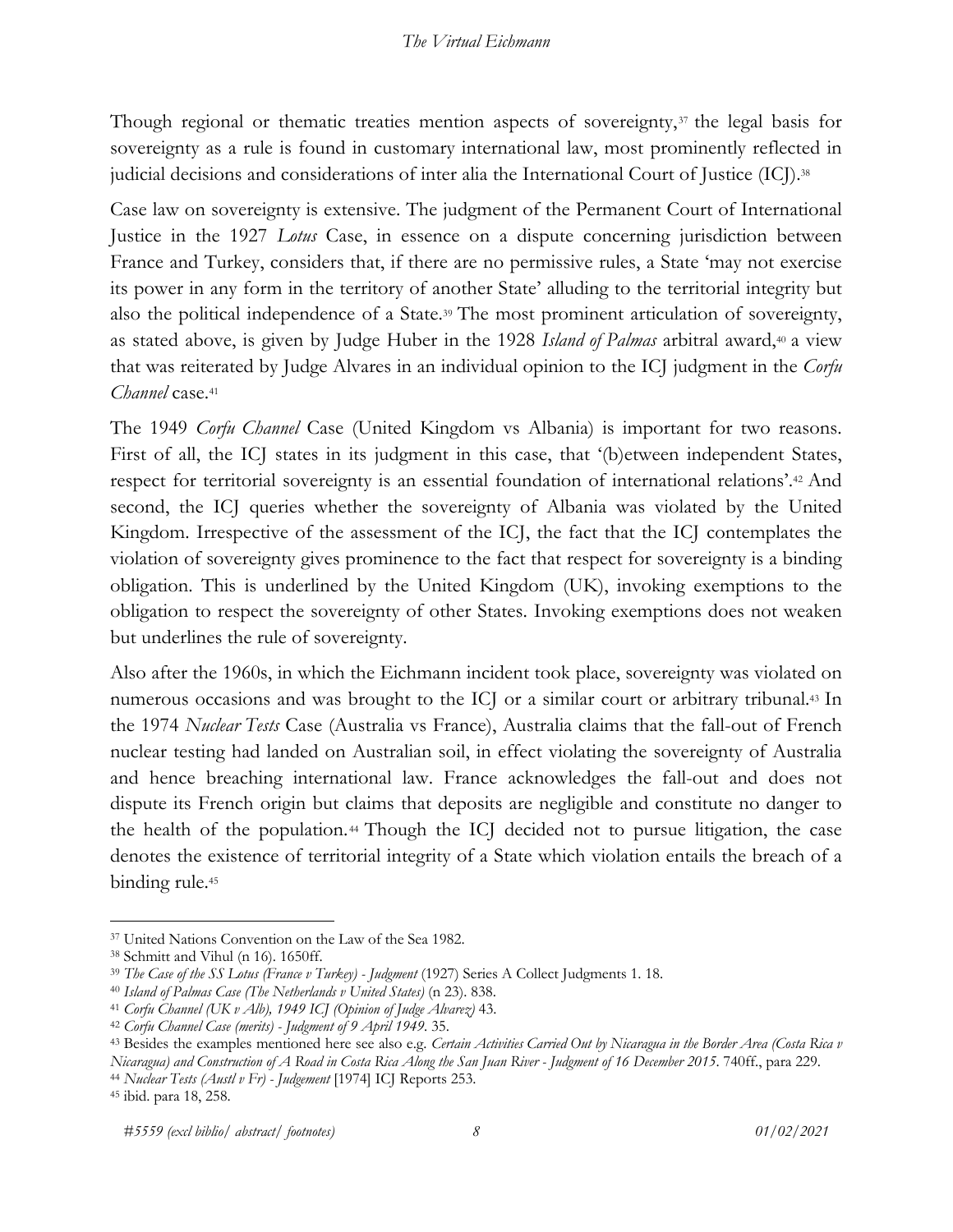Though regional or thematic treaties mention aspects of sovereignty,[37] the legal basis for sovereignty as a rule is found in customary international law, most prominently reflected in judicial decisions and considerations of inter alia the International Court of Justice (ICJ).[38]

Case law on sovereignty is extensive. The judgment of the Permanent Court of International Justice in the 1927 *Lotus* Case, in essence on a dispute concerning jurisdiction between France and Turkey, considers that, if there are no permissive rules, a State 'may not exercise its power in any form in the territory of another State' alluding to the territorial integrity but also the political independence of a State.[39] The most prominent articulation of sovereignty, as stated above, is given by Judge Huber in the 1928 *Island of Palmas* arbitral award,[40] a view that was reiterated by Judge Alvares in an individual opinion to the ICJ judgment in the *Corfu Channel* case.[41]

The 1949 *Corfu Channel* Case (United Kingdom vs Albania) is important for two reasons. First of all, the ICJ states in its judgment in this case, that '(b)etween independent States, respect for territorial sovereignty is an essential foundation of international relations'.[42] And second, the ICJ queries whether the sovereignty of Albania was violated by the United Kingdom. Irrespective of the assessment of the ICJ, the fact that the ICJ contemplates the violation of sovereignty gives prominence to the fact that respect for sovereignty is a binding obligation. This is underlined by the United Kingdom (UK), invoking exemptions to the obligation to respect the sovereignty of other States. Invoking exemptions does not weaken but underlines the rule of sovereignty.

Also after the 1960s, in which the Eichmann incident took place, sovereignty was violated on numerous occasions and was brought to the ICJ or a similar court or arbitrary tribunal.[43] In the 1974 *Nuclear Tests* Case (Australia vs France), Australia claims that the fall-out of French nuclear testing had landed on Australian soil, in effect violating the sovereignty of Australia and hence breaching international law. France acknowledges the fall-out and does not dispute its French origin but claims that deposits are negligible and constitute no danger to the health of the population.[44] Though the ICJ decided not to pursue litigation, the case denotes the existence of territorial integrity of a State which violation entails the breach of a binding rule.[45]

---

[37] United Nations Convention on the Law of the Sea 1982.

[38] Schmitt and Vihul (n 16). 1650ff.

[39] *The Case of the SS Lotus (France v Turkey) - Judgment* (1927) Series A Collect Judgments 1. 18.

[40] *Island of Palmas Case (The Netherlands v United States)* (n 23). 838.

[41] *Corfu Channel (UK v Alb), 1949 ICJ (Opinion of Judge Alvarez)* 43.

[42] *Corfu Channel Case (merits) - Judgment of 9 April 1949*. 35.

[43] Besides the examples mentioned here see also e.g. *Certain Activities Carried Out by Nicaragua in the Border Area (Costa Rica v Nicaragua) and Construction of A Road in Costa Rica Along the San Juan River - Judgment of 16 December 2015*. 740ff., para 229.

[44] *Nuclear Tests (Austl v Fr) - Judgement* [1974] ICJ Reports 253.

[45] ibid. para 18, 258.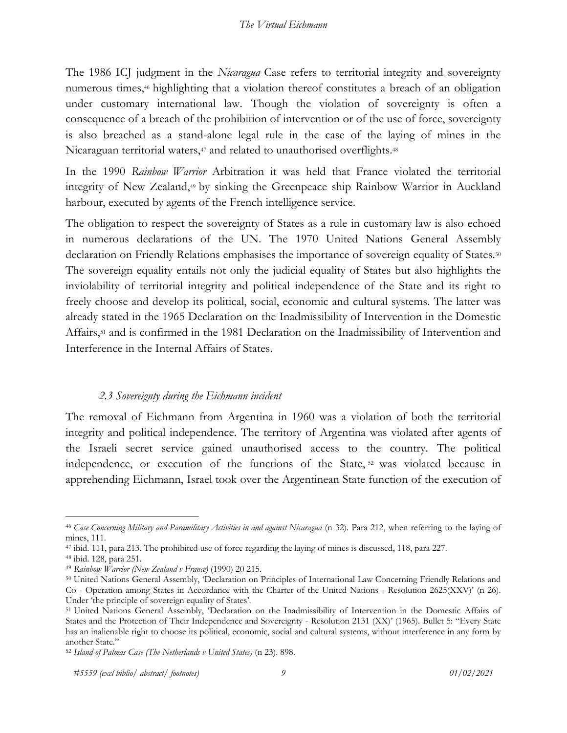The 1986 ICJ judgment in the *Nicaragua* Case refers to territorial integrity and sovereignty numerous times,[46] highlighting that a violation thereof constitutes a breach of an obligation under customary international law. Though the violation of sovereignty is often a consequence of a breach of the prohibition of intervention or of the use of force, sovereignty is also breached as a stand-alone legal rule in the case of the laying of mines in the Nicaraguan territorial waters,[47] and related to unauthorised overflights.[48]

In the 1990 *Rainbow Warrior* Arbitration it was held that France violated the territorial integrity of New Zealand,[49] by sinking the Greenpeace ship Rainbow Warrior in Auckland harbour, executed by agents of the French intelligence service.

The obligation to respect the sovereignty of States as a rule in customary law is also echoed in numerous declarations of the UN. The 1970 United Nations General Assembly declaration on Friendly Relations emphasises the importance of sovereign equality of States.[50] The sovereign equality entails not only the judicial equality of States but also highlights the inviolability of territorial integrity and political independence of the State and its right to freely choose and develop its political, social, economic and cultural systems. The latter was already stated in the 1965 Declaration on the Inadmissibility of Intervention in the Domestic Affairs,[51] and is confirmed in the 1981 Declaration on the Inadmissibility of Intervention and Interference in the Internal Affairs of States.

### *2.3 Sovereignty during the Eichmann incident*

The removal of Eichmann from Argentina in 1960 was a violation of both the territorial integrity and political independence. The territory of Argentina was violated after agents of the Israeli secret service gained unauthorised access to the country. The political independence, or execution of the functions of the State,[52] was violated because in apprehending Eichmann, Israel took over the Argentinean State function of the execution of

---

[46] *Case Concerning Military and Paramilitary Activities in and against Nicaragua* (n 32). Para 212, when referring to the laying of mines, 111.

[47] ibid. 111, para 213. The prohibited use of force regarding the laying of mines is discussed, 118, para 227.

[48] ibid. 128, para 251.

[49] *Rainbow Warrior (New Zealand v France)* (1990) 20 215.

[50] United Nations General Assembly, 'Declaration on Principles of International Law Concerning Friendly Relations and Co - Operation among States in Accordance with the Charter of the United Nations - Resolution 2625(XXV)' (n 26). Under 'the principle of sovereign equality of States'.

[51] United Nations General Assembly, 'Declaration on the Inadmissibility of Intervention in the Domestic Affairs of States and the Protection of Their Independence and Sovereignty - Resolution 2131 (XX)' (1965). Bullet 5: "Every State has an inalienable right to choose its political, economic, social and cultural systems, without interference in any form by another State."

[52] *Island of Palmas Case (The Netherlands v United States)* (n 23). 898.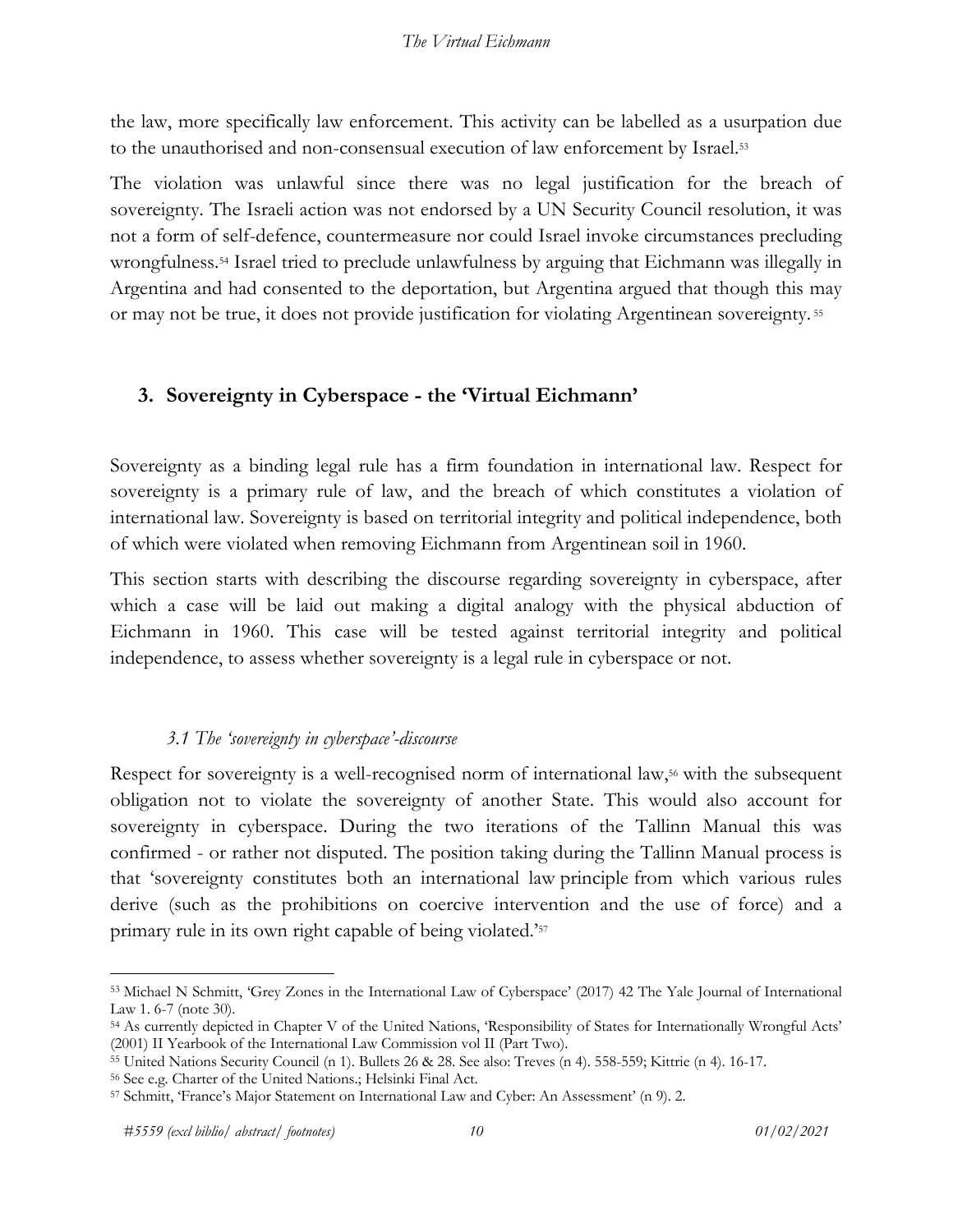the law, more specifically law enforcement. This activity can be labelled as a usurpation due to the unauthorised and non-consensual execution of law enforcement by Israel.[53]

The violation was unlawful since there was no legal justification for the breach of sovereignty. The Israeli action was not endorsed by a UN Security Council resolution, it was not a form of self-defence, countermeasure nor could Israel invoke circumstances precluding wrongfulness.[54] Israel tried to preclude unlawfulness by arguing that Eichmann was illegally in Argentina and had consented to the deportation, but Argentina argued that though this may or may not be true, it does not provide justification for violating Argentinean sovereignty.[55]

## 3. Sovereignty in Cyberspace - the 'Virtual Eichmann'

Sovereignty as a binding legal rule has a firm foundation in international law. Respect for sovereignty is a primary rule of law, and the breach of which constitutes a violation of international law. Sovereignty is based on territorial integrity and political independence, both of which were violated when removing Eichmann from Argentinean soil in 1960.

This section starts with describing the discourse regarding sovereignty in cyberspace, after which a case will be laid out making a digital analogy with the physical abduction of Eichmann in 1960. This case will be tested against territorial integrity and political independence, to assess whether sovereignty is a legal rule in cyberspace or not.

### *3.1 The 'sovereignty in cyberspace'-discourse*

Respect for sovereignty is a well-recognised norm of international law,[56] with the subsequent obligation not to violate the sovereignty of another State. This would also account for sovereignty in cyberspace. During the two iterations of the Tallinn Manual this was confirmed - or rather not disputed. The position taking during the Tallinn Manual process is that 'sovereignty constitutes both an international law principle from which various rules derive (such as the prohibitions on coercive intervention and the use of force) and a primary rule in its own right capable of being violated.'[57]

---

[53] Michael N Schmitt, 'Grey Zones in the International Law of Cyberspace' (2017) 42 The Yale Journal of International Law 1. 6-7 (note 30).

[54] As currently depicted in Chapter V of the United Nations, 'Responsibility of States for Internationally Wrongful Acts' (2001) II Yearbook of the International Law Commission vol II (Part Two).

[55] United Nations Security Council (n 1). Bullets 26 & 28. See also: Treves (n 4). 558-559; Kittrie (n 4). 16-17.

[56] See e.g. Charter of the United Nations.; Helsinki Final Act.

[57] Schmitt, 'France's Major Statement on International Law and Cyber: An Assessment' (n 9). 2.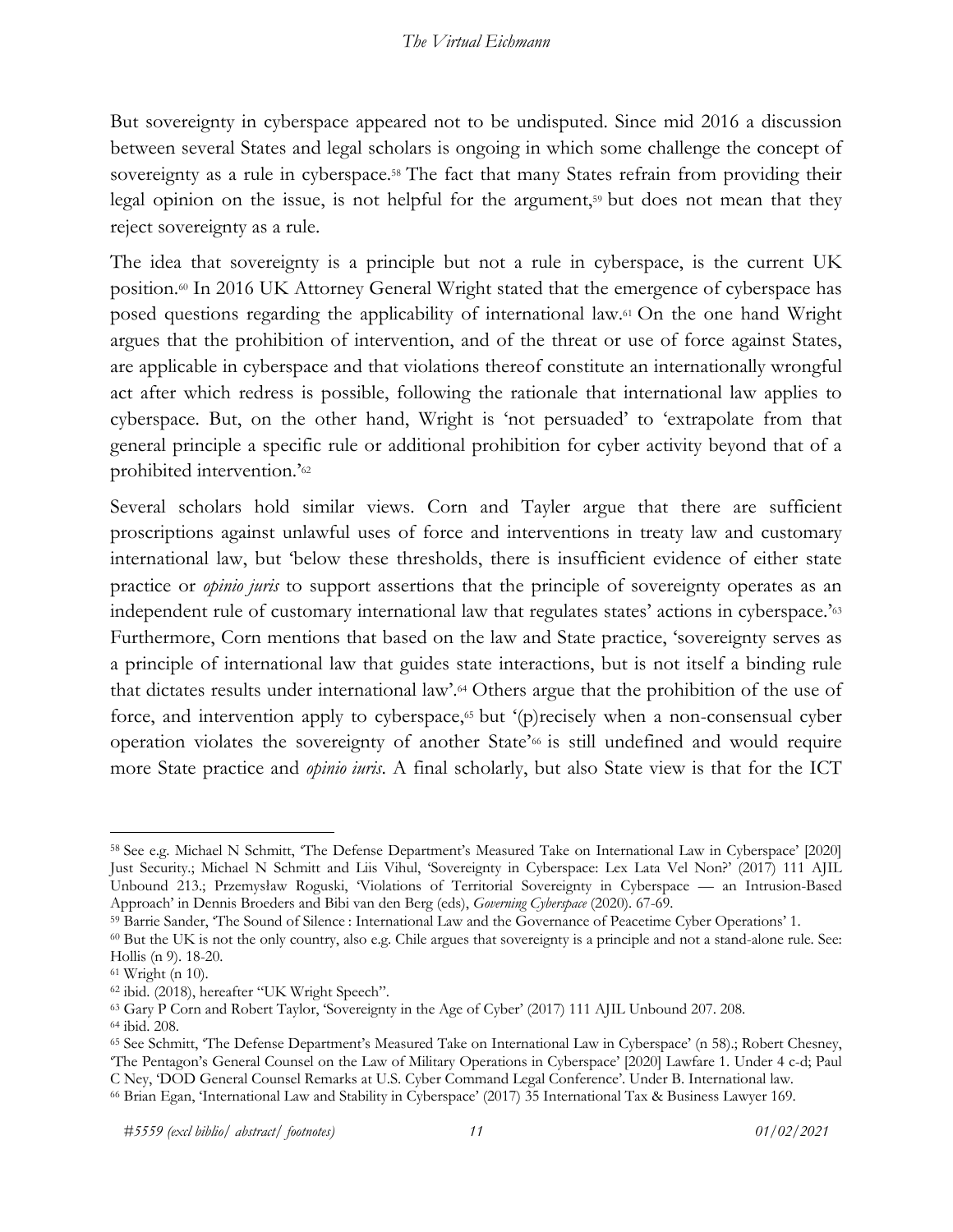But sovereignty in cyberspace appeared not to be undisputed. Since mid 2016 a discussion between several States and legal scholars is ongoing in which some challenge the concept of sovereignty as a rule in cyberspace.[58] The fact that many States refrain from providing their legal opinion on the issue, is not helpful for the argument,[59] but does not mean that they reject sovereignty as a rule.

The idea that sovereignty is a principle but not a rule in cyberspace, is the current UK position.[60] In 2016 UK Attorney General Wright stated that the emergence of cyberspace has posed questions regarding the applicability of international law.[61] On the one hand Wright argues that the prohibition of intervention, and of the threat or use of force against States, are applicable in cyberspace and that violations thereof constitute an internationally wrongful act after which redress is possible, following the rationale that international law applies to cyberspace. But, on the other hand, Wright is 'not persuaded' to 'extrapolate from that general principle a specific rule or additional prohibition for cyber activity beyond that of a prohibited intervention.'[62]

Several scholars hold similar views. Corn and Tayler argue that there are sufficient proscriptions against unlawful uses of force and interventions in treaty law and customary international law, but 'below these thresholds, there is insufficient evidence of either state practice or *opinio juris* to support assertions that the principle of sovereignty operates as an independent rule of customary international law that regulates states' actions in cyberspace.'[63] Furthermore, Corn mentions that based on the law and State practice, 'sovereignty serves as a principle of international law that guides state interactions, but is not itself a binding rule that dictates results under international law'.[64] Others argue that the prohibition of the use of force, and intervention apply to cyberspace,[65] but '(p)recisely when a non-consensual cyber operation violates the sovereignty of another State'[66] is still undefined and would require more State practice and *opinio iuris*. A final scholarly, but also State view is that for the ICT

---

[58] See e.g. Michael N Schmitt, 'The Defense Department's Measured Take on International Law in Cyberspace' [2020] Just Security.; Michael N Schmitt and Liis Vihul, 'Sovereignty in Cyberspace: Lex Lata Vel Non?' (2017) 111 AJIL Unbound 213.; Przemysław Roguski, 'Violations of Territorial Sovereignty in Cyberspace — an Intrusion-Based Approach' in Dennis Broeders and Bibi van den Berg (eds), *Governing Cyberspace* (2020). 67-69.

[59] Barrie Sander, 'The Sound of Silence : International Law and the Governance of Peacetime Cyber Operations' 1.

[60] But the UK is not the only country, also e.g. Chile argues that sovereignty is a principle and not a stand-alone rule. See: Hollis (n 9). 18-20.

[61] Wright (n 10).

[62] ibid. (2018), hereafter "UK Wright Speech".

[63] Gary P Corn and Robert Taylor, 'Sovereignty in the Age of Cyber' (2017) 111 AJIL Unbound 207. 208.

[64] ibid. 208.

[65] See Schmitt, 'The Defense Department's Measured Take on International Law in Cyberspace' (n 58).; Robert Chesney, 'The Pentagon's General Counsel on the Law of Military Operations in Cyberspace' [2020] Lawfare 1. Under 4 c-d; Paul C Ney, 'DOD General Counsel Remarks at U.S. Cyber Command Legal Conference'. Under B. International law.

[66] Brian Egan, 'International Law and Stability in Cyberspace' (2017) 35 International Tax & Business Lawyer 169.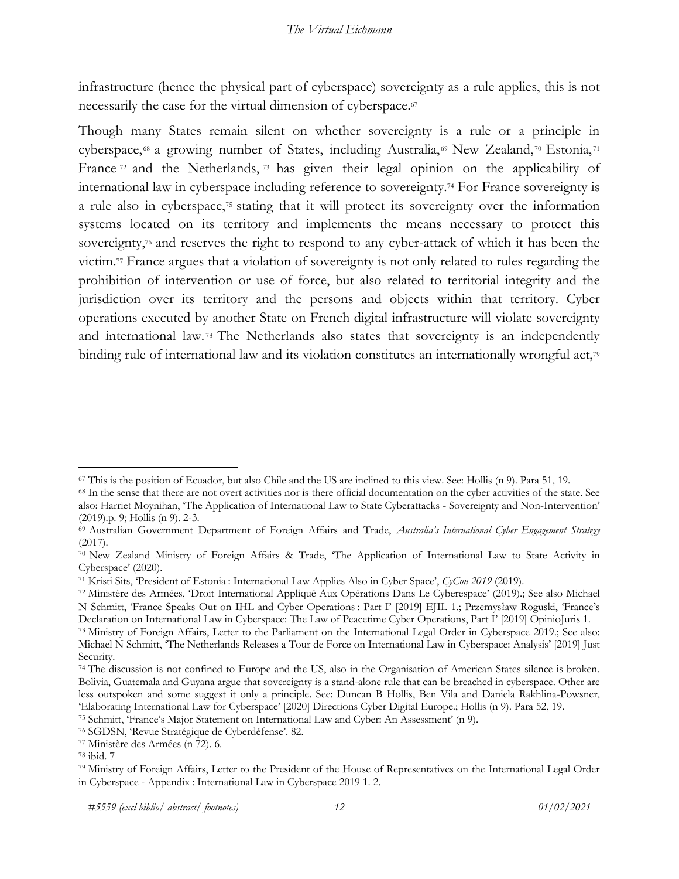infrastructure (hence the physical part of cyberspace) sovereignty as a rule applies, this is not necessarily the case for the virtual dimension of cyberspace.[67]

Though many States remain silent on whether sovereignty is a rule or a principle in cyberspace,[68] a growing number of States, including Australia,[69] New Zealand,[70] Estonia,[71] France[72] and the Netherlands,[73] has given their legal opinion on the applicability of international law in cyberspace including reference to sovereignty.[74] For France sovereignty is a rule also in cyberspace,[75] stating that it will protect its sovereignty over the information systems located on its territory and implements the means necessary to protect this sovereignty,[76] and reserves the right to respond to any cyber-attack of which it has been the victim.[77] France argues that a violation of sovereignty is not only related to rules regarding the prohibition of intervention or use of force, but also related to territorial integrity and the jurisdiction over its territory and the persons and objects within that territory. Cyber operations executed by another State on French digital infrastructure will violate sovereignty and international law.[78] The Netherlands also states that sovereignty is an independently binding rule of international law and its violation constitutes an internationally wrongful act,[79]

---

[67] This is the position of Ecuador, but also Chile and the US are inclined to this view. See: Hollis (n 9). Para 51, 19.

[68] In the sense that there are not overt activities nor is there official documentation on the cyber activities of the state. See also: Harriet Moynihan, 'The Application of International Law to State Cyberattacks - Sovereignty and Non-Intervention' (2019).p. 9; Hollis (n 9). 2-3.

[69] Australian Government Department of Foreign Affairs and Trade, *Australia's International Cyber Engagement Strategy* (2017).

[70] New Zealand Ministry of Foreign Affairs & Trade, 'The Application of International Law to State Activity in Cyberspace' (2020).

[71] Kristi Sits, 'President of Estonia : International Law Applies Also in Cyber Space', *CyCon 2019* (2019).

[72] Ministère des Armées, 'Droit International Appliqué Aux Opérations Dans Le Cyberespace' (2019).; See also Michael N Schmitt, 'France Speaks Out on IHL and Cyber Operations : Part I' [2019] EJIL 1.; Przemysław Roguski, 'France's Declaration on International Law in Cyberspace: The Law of Peacetime Cyber Operations, Part I' [2019] OpinioJuris 1.

[73] Ministry of Foreign Affairs, Letter to the Parliament on the International Legal Order in Cyberspace 2019.; See also: Michael N Schmitt, 'The Netherlands Releases a Tour de Force on International Law in Cyberspace: Analysis' [2019] Just Security.

[74] The discussion is not confined to Europe and the US, also in the Organisation of American States silence is broken. Bolivia, Guatemala and Guyana argue that sovereignty is a stand-alone rule that can be breached in cyberspace. Other are less outspoken and some suggest it only a principle. See: Duncan B Hollis, Ben Vila and Daniela Rakhlina-Powsner, 'Elaborating International Law for Cyberspace' [2020] Directions Cyber Digital Europe.; Hollis (n 9). Para 52, 19.

[75] Schmitt, 'France's Major Statement on International Law and Cyber: An Assessment' (n 9).

[76] SGDSN, 'Revue Stratégique de Cyberdéfense'. 82.

[77] Ministère des Armées (n 72). 6.

[78] ibid. 7

[79] Ministry of Foreign Affairs, Letter to the President of the House of Representatives on the International Legal Order in Cyberspace - Appendix : International Law in Cyberspace 2019 1. 2.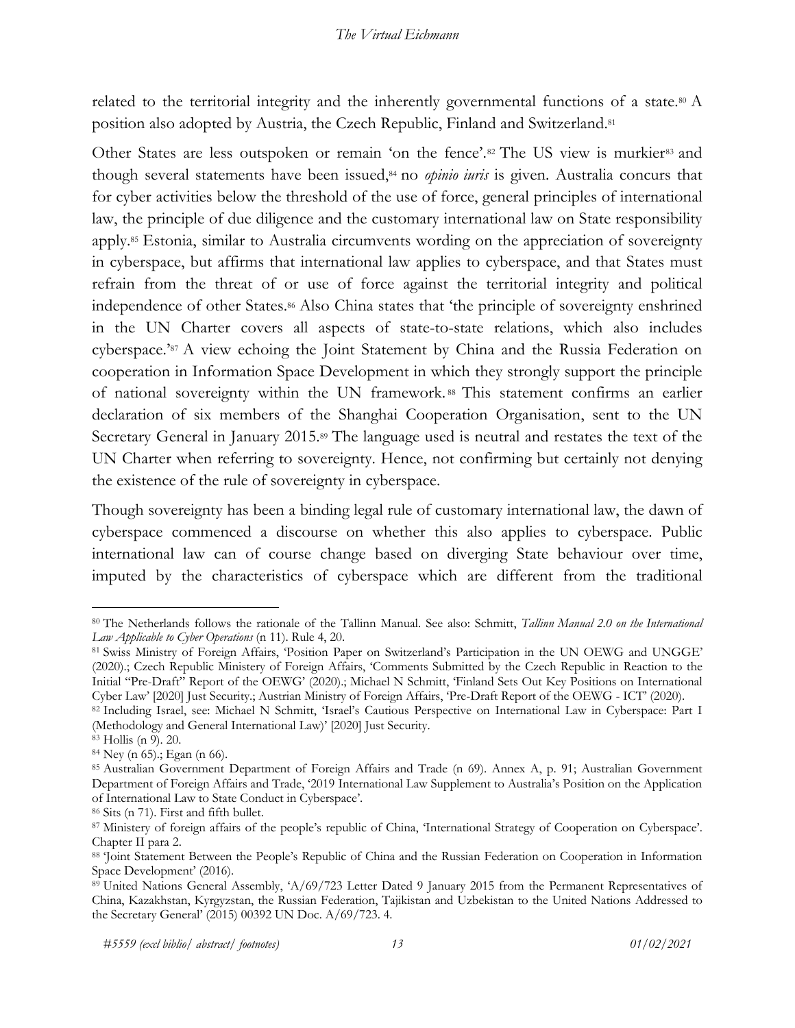related to the territorial integrity and the inherently governmental functions of a state.[80] A position also adopted by Austria, the Czech Republic, Finland and Switzerland.[81]

Other States are less outspoken or remain 'on the fence'.[82] The US view is murkier[83] and though several statements have been issued,[84] no *opinio iuris* is given. Australia concurs that for cyber activities below the threshold of the use of force, general principles of international law, the principle of due diligence and the customary international law on State responsibility apply.[85] Estonia, similar to Australia circumvents wording on the appreciation of sovereignty in cyberspace, but affirms that international law applies to cyberspace, and that States must refrain from the threat of or use of force against the territorial integrity and political independence of other States.[86] Also China states that 'the principle of sovereignty enshrined in the UN Charter covers all aspects of state-to-state relations, which also includes cyberspace.'[87] A view echoing the Joint Statement by China and the Russia Federation on cooperation in Information Space Development in which they strongly support the principle of national sovereignty within the UN framework.[88] This statement confirms an earlier declaration of six members of the Shanghai Cooperation Organisation, sent to the UN Secretary General in January 2015.[89] The language used is neutral and restates the text of the UN Charter when referring to sovereignty. Hence, not confirming but certainly not denying the existence of the rule of sovereignty in cyberspace.

Though sovereignty has been a binding legal rule of customary international law, the dawn of cyberspace commenced a discourse on whether this also applies to cyberspace. Public international law can of course change based on diverging State behaviour over time, imputed by the characteristics of cyberspace which are different from the traditional

---

[80] The Netherlands follows the rationale of the Tallinn Manual. See also: Schmitt, *Tallinn Manual 2.0 on the International Law Applicable to Cyber Operations* (n 11). Rule 4, 20.

[81] Swiss Ministry of Foreign Affairs, 'Position Paper on Switzerland's Participation in the UN OEWG and UNGGE' (2020).; Czech Republic Ministery of Foreign Affairs, 'Comments Submitted by the Czech Republic in Reaction to the Initial "Pre-Draft" Report of the OEWG' (2020).; Michael N Schmitt, 'Finland Sets Out Key Positions on International Cyber Law' [2020] Just Security.; Austrian Ministry of Foreign Affairs, 'Pre-Draft Report of the OEWG - ICT' (2020).

[82] Including Israel, see: Michael N Schmitt, 'Israel's Cautious Perspective on International Law in Cyberspace: Part I (Methodology and General International Law)' [2020] Just Security.

[83] Hollis (n 9). 20.

[84] Ney (n 65).; Egan (n 66).

[85] Australian Government Department of Foreign Affairs and Trade (n 69). Annex A, p. 91; Australian Government Department of Foreign Affairs and Trade, '2019 International Law Supplement to Australia's Position on the Application of International Law to State Conduct in Cyberspace'.

[86] Sits (n 71). First and fifth bullet.

[87] Ministery of foreign affairs of the people's republic of China, 'International Strategy of Cooperation on Cyberspace'. Chapter II para 2.

[88] 'Joint Statement Between the People's Republic of China and the Russian Federation on Cooperation in Information Space Development' (2016).

[89] United Nations General Assembly, 'A/69/723 Letter Dated 9 January 2015 from the Permanent Representatives of China, Kazakhstan, Kyrgyzstan, the Russian Federation, Tajikistan and Uzbekistan to the United Nations Addressed to the Secretary General' (2015) 00392 UN Doc. A/69/723. 4.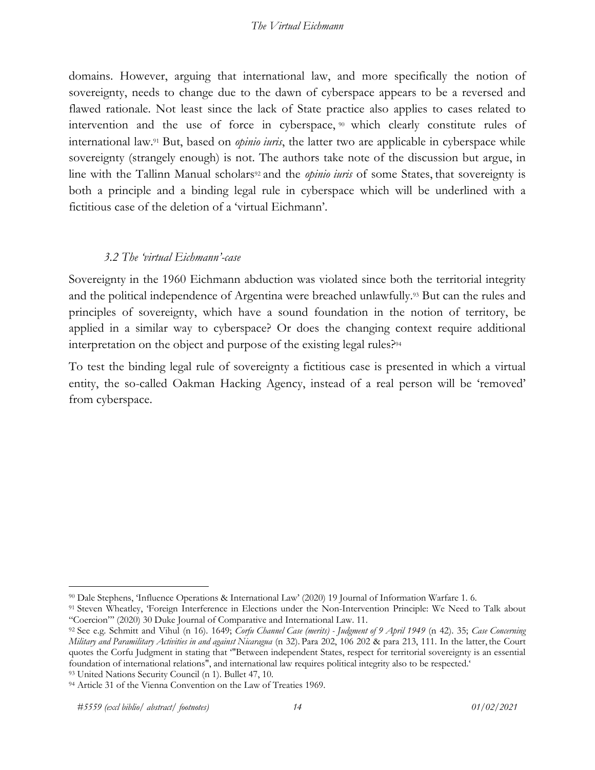domains. However, arguing that international law, and more specifically the notion of sovereignty, needs to change due to the dawn of cyberspace appears to be a reversed and flawed rationale. Not least since the lack of State practice also applies to cases related to intervention and the use of force in cyberspace, [90] which clearly constitute rules of international law.[91] But, based on *opinio iuris*, the latter two are applicable in cyberspace while sovereignty (strangely enough) is not. The authors take note of the discussion but argue, in line with the Tallinn Manual scholars[92] and the *opinio iuris* of some States, that sovereignty is both a principle and a binding legal rule in cyberspace which will be underlined with a fictitious case of the deletion of a 'virtual Eichmann'.

### *3.2 The 'virtual Eichmann'-case*

Sovereignty in the 1960 Eichmann abduction was violated since both the territorial integrity and the political independence of Argentina were breached unlawfully.[93] But can the rules and principles of sovereignty, which have a sound foundation in the notion of territory, be applied in a similar way to cyberspace? Or does the changing context require additional interpretation on the object and purpose of the existing legal rules?[94]

To test the binding legal rule of sovereignty a fictitious case is presented in which a virtual entity, the so-called Oakman Hacking Agency, instead of a real person will be 'removed' from cyberspace.

---

[90] Dale Stephens, 'Influence Operations & International Law' (2020) 19 Journal of Information Warfare 1. 6.

[91] Steven Wheatley, 'Foreign Interference in Elections under the Non-Intervention Principle: We Need to Talk about "Coercion"' (2020) 30 Duke Journal of Comparative and International Law. 11.

[92] See e.g. Schmitt and Vihul (n 16). 1649; *Corfu Channel Case (merits) - Judgment of 9 April 1949* (n 42). 35; *Case Concerning Military and Paramilitary Activities in and against Nicaragua* (n 32). Para 202, 106 202 & para 213, 111. In the latter, the Court quotes the Corfu Judgment in stating that '"Between independent States, respect for territorial sovereignty is an essential foundation of international relations", and international law requires political integrity also to be respected.'

[93] United Nations Security Council (n 1). Bullet 47, 10.

[94] Article 31 of the Vienna Convention on the Law of Treaties 1969.

*#5559 (excl biblio/ abstract/ footnotes)* *01/02/2021*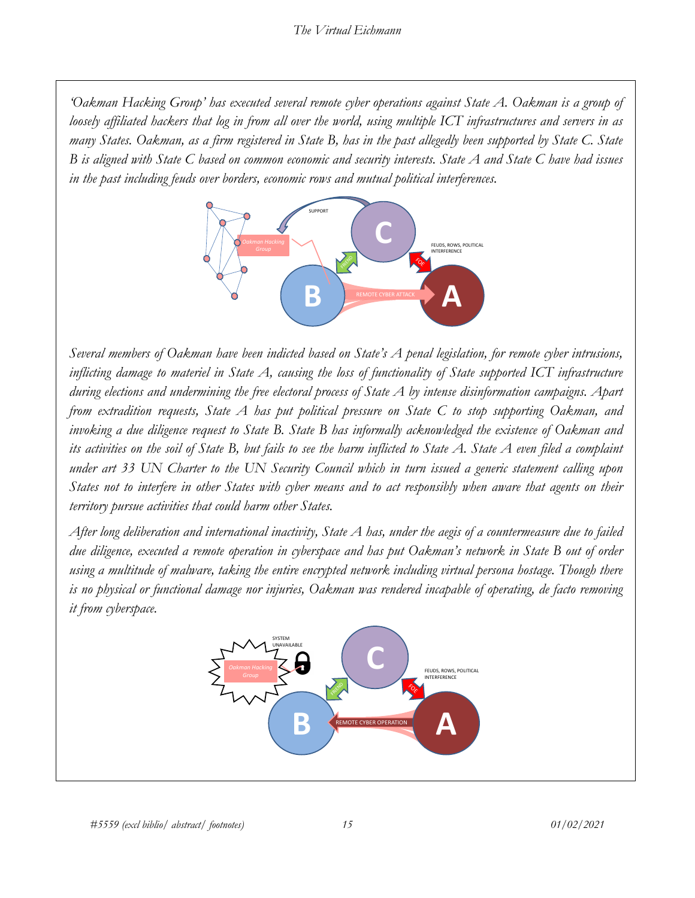*'Oakman Hacking Group' has executed several remote cyber operations against State A. Oakman is a group of loosely affiliated hackers that log in from all over the world, using multiple ICT infrastructures and servers in as many States. Oakman, as a firm registered in State B, has in the past allegedly been supported by State C. State B is aligned with State C based on common economic and security interests. State A and State C have had issues in the past including feuds over borders, economic rows and mutual political interferences.*

*Several members of Oakman have been indicted based on State's A penal legislation, for remote cyber intrusions, inflicting damage to materiel in State A, causing the loss of functionality of State supported ICT infrastructure during elections and undermining the free electoral process of State A by intense disinformation campaigns. Apart from extradition requests, State A has put political pressure on State C to stop supporting Oakman, and invoking a due diligence request to State B. State B has informally acknowledged the existence of Oakman and its activities on the soil of State B, but fails to see the harm inflicted to State A. State A even filed a complaint under art 33 UN Charter to the UN Security Council which in turn issued a generic statement calling upon States not to interfere in other States with cyber means and to act responsibly when aware that agents on their territory pursue activities that could harm other States.*

*After long deliberation and international inactivity, State A has, under the aegis of a countermeasure due to failed due diligence, executed a remote operation in cyberspace and has put Oakman's network in State B out of order using a multitude of malware, taking the entire encrypted network including virtual persona hostage. Though there is no physical or functional damage nor injuries, Oakman was rendered incapable of operating, de facto removing it from cyberspace.*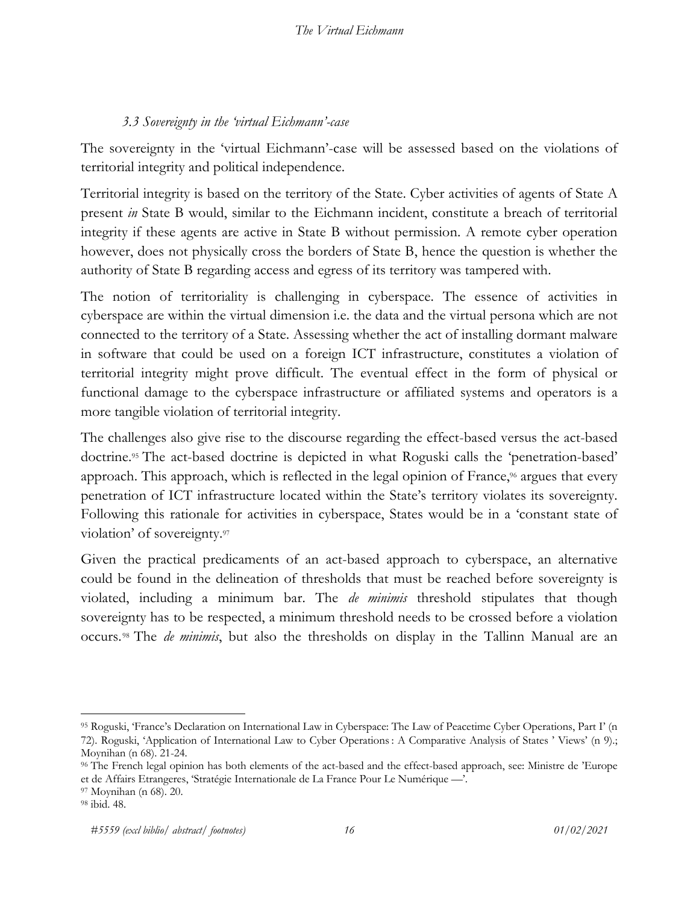### *3.3 Sovereignty in the 'virtual Eichmann'-case*

The sovereignty in the 'virtual Eichmann'-case will be assessed based on the violations of territorial integrity and political independence.

Territorial integrity is based on the territory of the State. Cyber activities of agents of State A present *in* State B would, similar to the Eichmann incident, constitute a breach of territorial integrity if these agents are active in State B without permission. A remote cyber operation however, does not physically cross the borders of State B, hence the question is whether the authority of State B regarding access and egress of its territory was tampered with.

The notion of territoriality is challenging in cyberspace. The essence of activities in cyberspace are within the virtual dimension i.e. the data and the virtual persona which are not connected to the territory of a State. Assessing whether the act of installing dormant malware in software that could be used on a foreign ICT infrastructure, constitutes a violation of territorial integrity might prove difficult. The eventual effect in the form of physical or functional damage to the cyberspace infrastructure or affiliated systems and operators is a more tangible violation of territorial integrity.

The challenges also give rise to the discourse regarding the effect-based versus the act-based doctrine.[95] The act-based doctrine is depicted in what Roguski calls the 'penetration-based' approach. This approach, which is reflected in the legal opinion of France,[96] argues that every penetration of ICT infrastructure located within the State's territory violates its sovereignty. Following this rationale for activities in cyberspace, States would be in a 'constant state of violation' of sovereignty.[97]

Given the practical predicaments of an act-based approach to cyberspace, an alternative could be found in the delineation of thresholds that must be reached before sovereignty is violated, including a minimum bar. The *de minimis* threshold stipulates that though sovereignty has to be respected, a minimum threshold needs to be crossed before a violation occurs.[98] The *de minimis*, but also the thresholds on display in the Tallinn Manual are an

---

[95] Roguski, 'France's Declaration on International Law in Cyberspace: The Law of Peacetime Cyber Operations, Part I' (n 72). Roguski, 'Application of International Law to Cyber Operations : A Comparative Analysis of States ' Views' (n 9).; Moynihan (n 68). 21-24.

[96] The French legal opinion has both elements of the act-based and the effect-based approach, see: Ministre de 'Europe et de Affairs Etrangeres, 'Stratégie Internationale de La France Pour Le Numérique —'.

[97] Moynihan (n 68). 20.

[98] ibid. 48.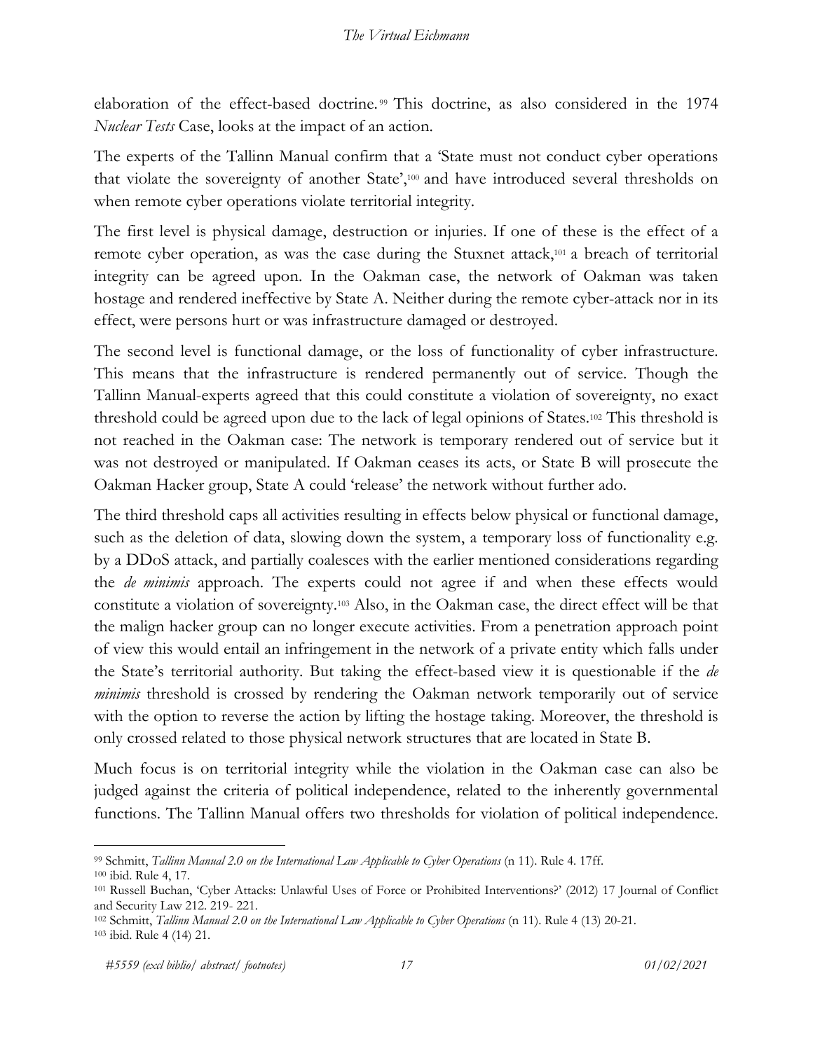elaboration of the effect-based doctrine.[99] This doctrine, as also considered in the 1974 *Nuclear Tests* Case, looks at the impact of an action.

The experts of the Tallinn Manual confirm that a 'State must not conduct cyber operations that violate the sovereignty of another State',[100] and have introduced several thresholds on when remote cyber operations violate territorial integrity.

The first level is physical damage, destruction or injuries. If one of these is the effect of a remote cyber operation, as was the case during the Stuxnet attack,[101] a breach of territorial integrity can be agreed upon. In the Oakman case, the network of Oakman was taken hostage and rendered ineffective by State A. Neither during the remote cyber-attack nor in its effect, were persons hurt or was infrastructure damaged or destroyed.

The second level is functional damage, or the loss of functionality of cyber infrastructure. This means that the infrastructure is rendered permanently out of service. Though the Tallinn Manual-experts agreed that this could constitute a violation of sovereignty, no exact threshold could be agreed upon due to the lack of legal opinions of States.[102] This threshold is not reached in the Oakman case: The network is temporary rendered out of service but it was not destroyed or manipulated. If Oakman ceases its acts, or State B will prosecute the Oakman Hacker group, State A could 'release' the network without further ado.

The third threshold caps all activities resulting in effects below physical or functional damage, such as the deletion of data, slowing down the system, a temporary loss of functionality e.g. by a DDoS attack, and partially coalesces with the earlier mentioned considerations regarding the *de minimis* approach. The experts could not agree if and when these effects would constitute a violation of sovereignty.[103] Also, in the Oakman case, the direct effect will be that the malign hacker group can no longer execute activities. From a penetration approach point of view this would entail an infringement in the network of a private entity which falls under the State's territorial authority. But taking the effect-based view it is questionable if the *de minimis* threshold is crossed by rendering the Oakman network temporarily out of service with the option to reverse the action by lifting the hostage taking. Moreover, the threshold is only crossed related to those physical network structures that are located in State B.

Much focus is on territorial integrity while the violation in the Oakman case can also be judged against the criteria of political independence, related to the inherently governmental functions. The Tallinn Manual offers two thresholds for violation of political independence.

---

[99] Schmitt, *Tallinn Manual 2.0 on the International Law Applicable to Cyber Operations* (n 11). Rule 4. 17ff.

[100] ibid. Rule 4, 17.

[101] Russell Buchan, 'Cyber Attacks: Unlawful Uses of Force or Prohibited Interventions?' (2012) 17 Journal of Conflict and Security Law 212. 219- 221.

[102] Schmitt, *Tallinn Manual 2.0 on the International Law Applicable to Cyber Operations* (n 11). Rule 4 (13) 20-21.

[103] ibid. Rule 4 (14) 21.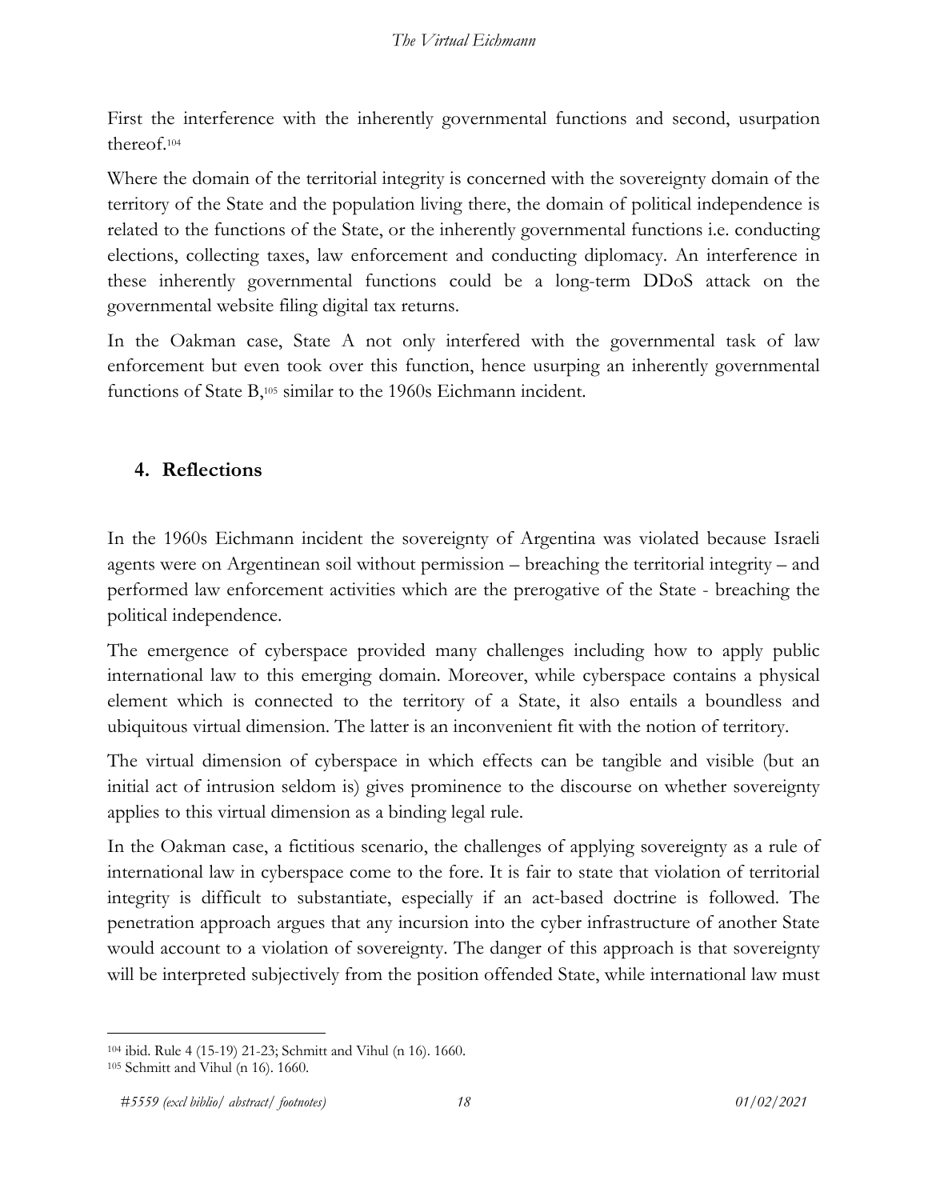First the interference with the inherently governmental functions and second, usurpation thereof.[104]

Where the domain of the territorial integrity is concerned with the sovereignty domain of the territory of the State and the population living there, the domain of political independence is related to the functions of the State, or the inherently governmental functions i.e. conducting elections, collecting taxes, law enforcement and conducting diplomacy. An interference in these inherently governmental functions could be a long-term DDoS attack on the governmental website filing digital tax returns.

In the Oakman case, State A not only interfered with the governmental task of law enforcement but even took over this function, hence usurping an inherently governmental functions of State B,[105] similar to the 1960s Eichmann incident.

## 4. Reflections

In the 1960s Eichmann incident the sovereignty of Argentina was violated because Israeli agents were on Argentinean soil without permission – breaching the territorial integrity – and performed law enforcement activities which are the prerogative of the State - breaching the political independence.

The emergence of cyberspace provided many challenges including how to apply public international law to this emerging domain. Moreover, while cyberspace contains a physical element which is connected to the territory of a State, it also entails a boundless and ubiquitous virtual dimension. The latter is an inconvenient fit with the notion of territory.

The virtual dimension of cyberspace in which effects can be tangible and visible (but an initial act of intrusion seldom is) gives prominence to the discourse on whether sovereignty applies to this virtual dimension as a binding legal rule.

In the Oakman case, a fictitious scenario, the challenges of applying sovereignty as a rule of international law in cyberspace come to the fore. It is fair to state that violation of territorial integrity is difficult to substantiate, especially if an act-based doctrine is followed. The penetration approach argues that any incursion into the cyber infrastructure of another State would account to a violation of sovereignty. The danger of this approach is that sovereignty will be interpreted subjectively from the position offended State, while international law must

---

[104] ibid. Rule 4 (15-19) 21-23; Schmitt and Vihul (n 16). 1660.

[105] Schmitt and Vihul (n 16). 1660.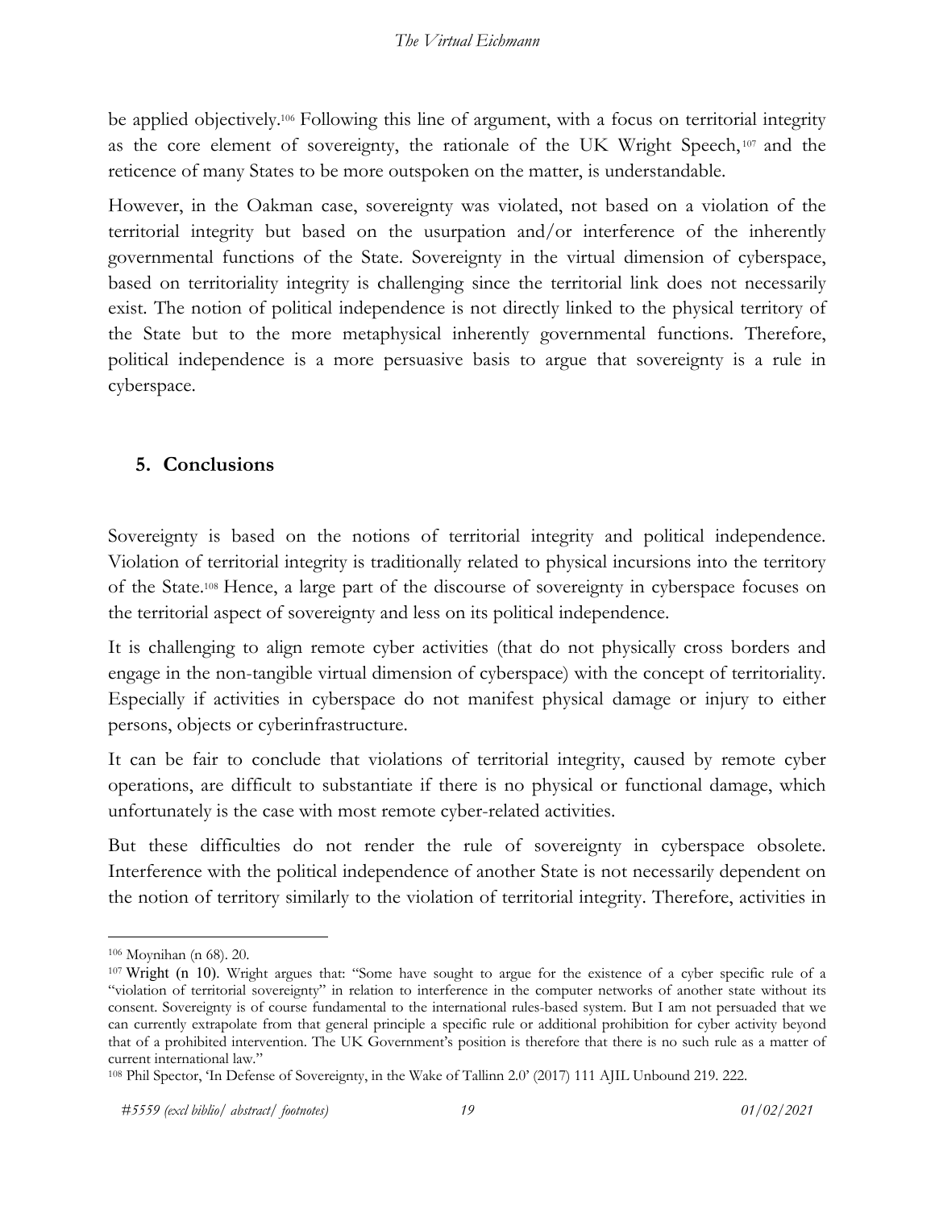be applied objectively.[106] Following this line of argument, with a focus on territorial integrity as the core element of sovereignty, the rationale of the UK Wright Speech,[107] and the reticence of many States to be more outspoken on the matter, is understandable.

However, in the Oakman case, sovereignty was violated, not based on a violation of the territorial integrity but based on the usurpation and/or interference of the inherently governmental functions of the State. Sovereignty in the virtual dimension of cyberspace, based on territoriality integrity is challenging since the territorial link does not necessarily exist. The notion of political independence is not directly linked to the physical territory of the State but to the more metaphysical inherently governmental functions. Therefore, political independence is a more persuasive basis to argue that sovereignty is a rule in cyberspace.

## 5. Conclusions

Sovereignty is based on the notions of territorial integrity and political independence. Violation of territorial integrity is traditionally related to physical incursions into the territory of the State.[108] Hence, a large part of the discourse of sovereignty in cyberspace focuses on the territorial aspect of sovereignty and less on its political independence.

It is challenging to align remote cyber activities (that do not physically cross borders and engage in the non-tangible virtual dimension of cyberspace) with the concept of territoriality. Especially if activities in cyberspace do not manifest physical damage or injury to either persons, objects or cyberinfrastructure.

It can be fair to conclude that violations of territorial integrity, caused by remote cyber operations, are difficult to substantiate if there is no physical or functional damage, which unfortunately is the case with most remote cyber-related activities.

But these difficulties do not render the rule of sovereignty in cyberspace obsolete. Interference with the political independence of another State is not necessarily dependent on the notion of territory similarly to the violation of territorial integrity. Therefore, activities in

---

[106] Moynihan (n 68). 20.

[107] Wright (n 10). Wright argues that: "Some have sought to argue for the existence of a cyber specific rule of a "violation of territorial sovereignty" in relation to interference in the computer networks of another state without its consent. Sovereignty is of course fundamental to the international rules-based system. But I am not persuaded that we can currently extrapolate from that general principle a specific rule or additional prohibition for cyber activity beyond that of a prohibited intervention. The UK Government's position is therefore that there is no such rule as a matter of current international law."

[108] Phil Spector, 'In Defense of Sovereignty, in the Wake of Tallinn 2.0' (2017) 111 AJIL Unbound 219. 222.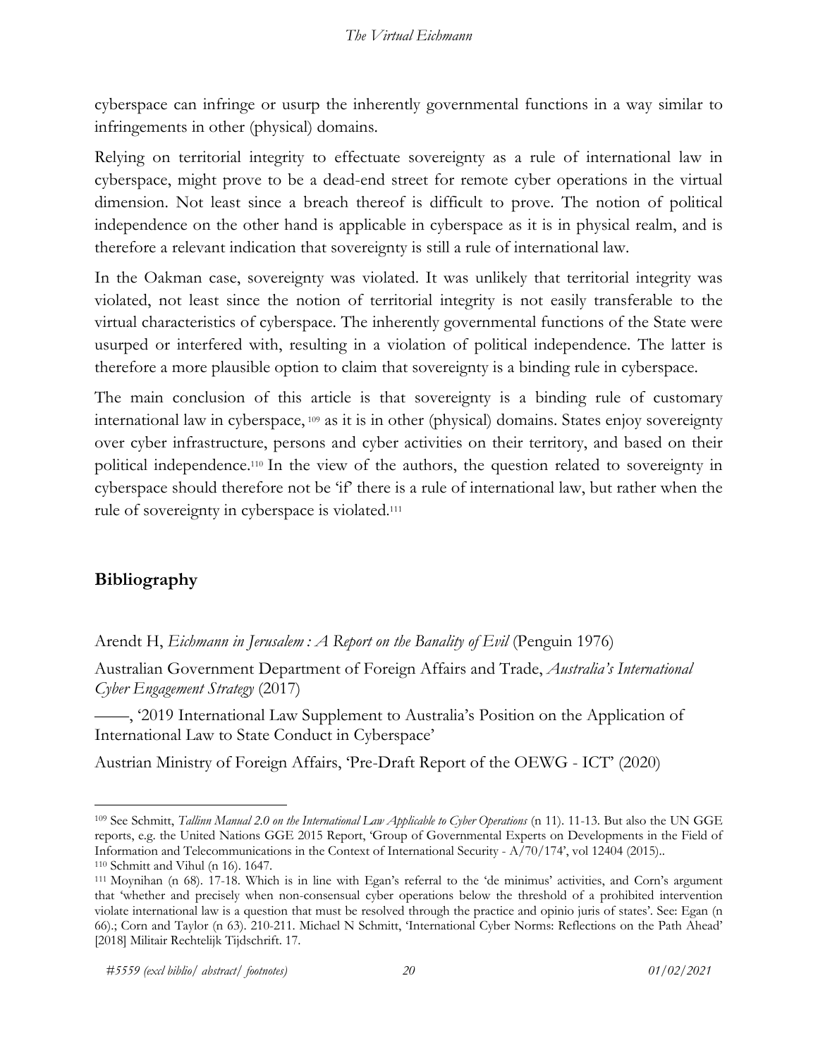cyberspace can infringe or usurp the inherently governmental functions in a way similar to infringements in other (physical) domains.

Relying on territorial integrity to effectuate sovereignty as a rule of international law in cyberspace, might prove to be a dead-end street for remote cyber operations in the virtual dimension. Not least since a breach thereof is difficult to prove. The notion of political independence on the other hand is applicable in cyberspace as it is in physical realm, and is therefore a relevant indication that sovereignty is still a rule of international law.

In the Oakman case, sovereignty was violated. It was unlikely that territorial integrity was violated, not least since the notion of territorial integrity is not easily transferable to the virtual characteristics of cyberspace. The inherently governmental functions of the State were usurped or interfered with, resulting in a violation of political independence. The latter is therefore a more plausible option to claim that sovereignty is a binding rule in cyberspace.

The main conclusion of this article is that sovereignty is a binding rule of customary international law in cyberspace,[109] as it is in other (physical) domains. States enjoy sovereignty over cyber infrastructure, persons and cyber activities on their territory, and based on their political independence.[110] In the view of the authors, the question related to sovereignty in cyberspace should therefore not be 'if' there is a rule of international law, but rather when the rule of sovereignty in cyberspace is violated.[111]

## Bibliography

Arendt H, *Eichmann in Jerusalem : A Report on the Banality of Evil* (Penguin 1976)

Australian Government Department of Foreign Affairs and Trade, *Australia's International Cyber Engagement Strategy* (2017)

——, '2019 International Law Supplement to Australia's Position on the Application of International Law to State Conduct in Cyberspace'

Austrian Ministry of Foreign Affairs, 'Pre-Draft Report of the OEWG - ICT' (2020)

---

[109] See Schmitt, *Tallinn Manual 2.0 on the International Law Applicable to Cyber Operations* (n 11). 11-13. But also the UN GGE reports, e.g. the United Nations GGE 2015 Report, 'Group of Governmental Experts on Developments in the Field of Information and Telecommunications in the Context of International Security - A/70/174', vol 12404 (2015)..

[110] Schmitt and Vihul (n 16). 1647.

[111] Moynihan (n 68). 17-18. Which is in line with Egan's referral to the 'de minimus' activities, and Corn's argument that 'whether and precisely when non-consensual cyber operations below the threshold of a prohibited intervention violate international law is a question that must be resolved through the practice and opinio juris of states'. See: Egan (n 66).; Corn and Taylor (n 63). 210-211. Michael N Schmitt, 'International Cyber Norms: Reflections on the Path Ahead' [2018] Militair Rechtelijk Tijdschrift. 17.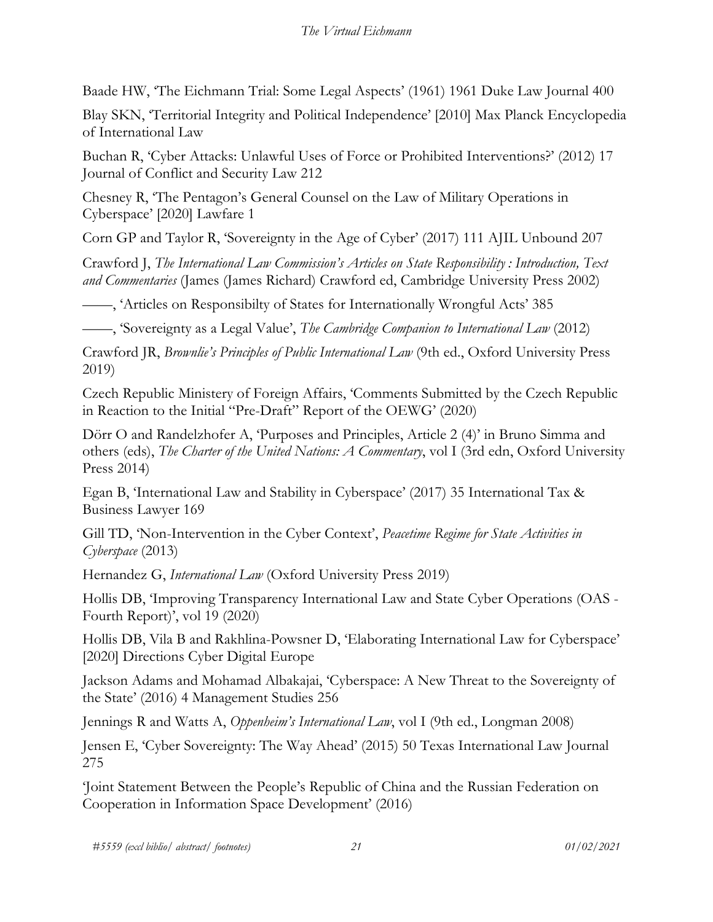Baade HW, 'The Eichmann Trial: Some Legal Aspects' (1961) 1961 Duke Law Journal 400

Blay SKN, 'Territorial Integrity and Political Independence' [2010] Max Planck Encyclopedia of International Law

Buchan R, 'Cyber Attacks: Unlawful Uses of Force or Prohibited Interventions?' (2012) 17 Journal of Conflict and Security Law 212

Chesney R, 'The Pentagon's General Counsel on the Law of Military Operations in Cyberspace' [2020] Lawfare 1

Corn GP and Taylor R, 'Sovereignty in the Age of Cyber' (2017) 111 AJIL Unbound 207

Crawford J, *The International Law Commission's Articles on State Responsibility : Introduction, Text and Commentaries* (James (James Richard) Crawford ed, Cambridge University Press 2002)

——, 'Articles on Responsibilty of States for Internationally Wrongful Acts' 385

——, 'Sovereignty as a Legal Value', *The Cambridge Companion to International Law* (2012)

Crawford JR, *Brownlie's Principles of Public International Law* (9th ed., Oxford University Press 2019)

Czech Republic Ministery of Foreign Affairs, 'Comments Submitted by the Czech Republic in Reaction to the Initial "Pre-Draft" Report of the OEWG' (2020)

Dörr O and Randelzhofer A, 'Purposes and Principles, Article 2 (4)' in Bruno Simma and others (eds), *The Charter of the United Nations: A Commentary*, vol I (3rd edn, Oxford University Press 2014)

Egan B, 'International Law and Stability in Cyberspace' (2017) 35 International Tax & Business Lawyer 169

Gill TD, 'Non-Intervention in the Cyber Context', *Peacetime Regime for State Activities in Cyberspace* (2013)

Hernandez G, *International Law* (Oxford University Press 2019)

Hollis DB, 'Improving Transparency International Law and State Cyber Operations (OAS - Fourth Report)', vol 19 (2020)

Hollis DB, Vila B and Rakhlina-Powsner D, 'Elaborating International Law for Cyberspace' [2020] Directions Cyber Digital Europe

Jackson Adams and Mohamad Albakajai, 'Cyberspace: A New Threat to the Sovereignty of the State' (2016) 4 Management Studies 256

Jennings R and Watts A, *Oppenheim's International Law*, vol I (9th ed., Longman 2008)

Jensen E, 'Cyber Sovereignty: The Way Ahead' (2015) 50 Texas International Law Journal 275

'Joint Statement Between the People's Republic of China and the Russian Federation on Cooperation in Information Space Development' (2016)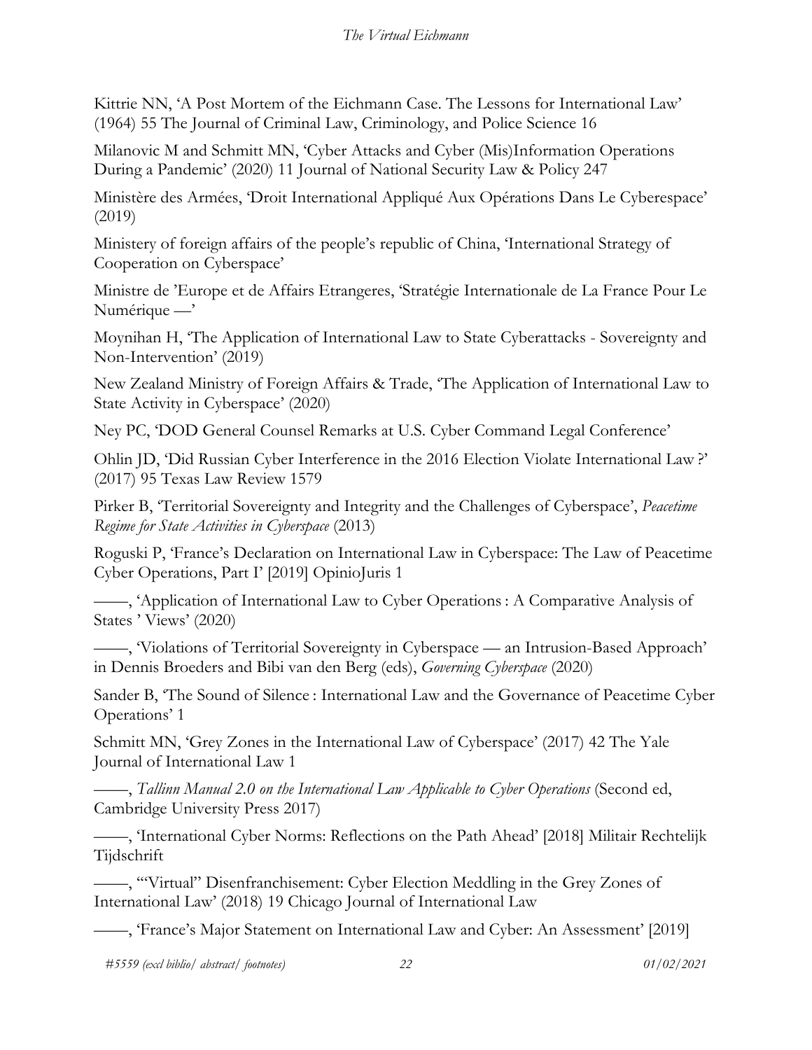Kittrie NN, 'A Post Mortem of the Eichmann Case. The Lessons for International Law' (1964) 55 The Journal of Criminal Law, Criminology, and Police Science 16

Milanovic M and Schmitt MN, 'Cyber Attacks and Cyber (Mis)Information Operations During a Pandemic' (2020) 11 Journal of National Security Law & Policy 247

Ministère des Armées, 'Droit International Appliqué Aux Opérations Dans Le Cyberespace' (2019)

Ministery of foreign affairs of the people's republic of China, 'International Strategy of Cooperation on Cyberspace'

Ministre de 'Europe et de Affairs Etrangeres, 'Stratégie Internationale de La France Pour Le Numérique —'

Moynihan H, 'The Application of International Law to State Cyberattacks - Sovereignty and Non-Intervention' (2019)

New Zealand Ministry of Foreign Affairs & Trade, 'The Application of International Law to State Activity in Cyberspace' (2020)

Ney PC, 'DOD General Counsel Remarks at U.S. Cyber Command Legal Conference'

Ohlin JD, 'Did Russian Cyber Interference in the 2016 Election Violate International Law ?' (2017) 95 Texas Law Review 1579

Pirker B, 'Territorial Sovereignty and Integrity and the Challenges of Cyberspace', *Peacetime Regime for State Activities in Cyberspace* (2013)

Roguski P, 'France's Declaration on International Law in Cyberspace: The Law of Peacetime Cyber Operations, Part I' [2019] OpinioJuris 1

——, 'Application of International Law to Cyber Operations : A Comparative Analysis of States ' Views' (2020)

——, 'Violations of Territorial Sovereignty in Cyberspace — an Intrusion-Based Approach' in Dennis Broeders and Bibi van den Berg (eds), *Governing Cyberspace* (2020)

Sander B, 'The Sound of Silence : International Law and the Governance of Peacetime Cyber Operations' 1

Schmitt MN, 'Grey Zones in the International Law of Cyberspace' (2017) 42 The Yale Journal of International Law 1

——, *Tallinn Manual 2.0 on the International Law Applicable to Cyber Operations* (Second ed, Cambridge University Press 2017)

——, 'International Cyber Norms: Reflections on the Path Ahead' [2018] Militair Rechtelijk Tijdschrift

——, '"Virtual" Disenfranchisement: Cyber Election Meddling in the Grey Zones of International Law' (2018) 19 Chicago Journal of International Law

——, 'France's Major Statement on International Law and Cyber: An Assessment' [2019]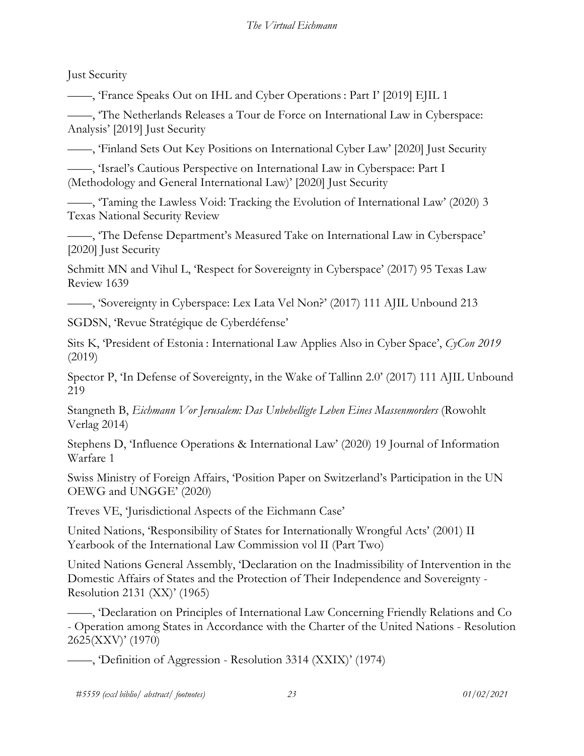Just Security

——, 'France Speaks Out on IHL and Cyber Operations : Part I' [2019] EJIL 1

——, 'The Netherlands Releases a Tour de Force on International Law in Cyberspace: Analysis' [2019] Just Security

——, 'Finland Sets Out Key Positions on International Cyber Law' [2020] Just Security

——, 'Israel's Cautious Perspective on International Law in Cyberspace: Part I (Methodology and General International Law)' [2020] Just Security

——, 'Taming the Lawless Void: Tracking the Evolution of International Law' (2020) 3 Texas National Security Review

——, 'The Defense Department's Measured Take on International Law in Cyberspace' [2020] Just Security

Schmitt MN and Vihul L, 'Respect for Sovereignty in Cyberspace' (2017) 95 Texas Law Review 1639

——, 'Sovereignty in Cyberspace: Lex Lata Vel Non?' (2017) 111 AJIL Unbound 213

SGDSN, 'Revue Stratégique de Cyberdéfense'

Sits K, 'President of Estonia : International Law Applies Also in Cyber Space', *CyCon 2019* (2019)

Spector P, 'In Defense of Sovereignty, in the Wake of Tallinn 2.0' (2017) 111 AJIL Unbound 219

Stangneth B, *Eichmann Vor Jerusalem: Das Unbehelligte Leben Eines Massenmorders* (Rowohlt Verlag 2014)

Stephens D, 'Influence Operations & International Law' (2020) 19 Journal of Information Warfare 1

Swiss Ministry of Foreign Affairs, 'Position Paper on Switzerland's Participation in the UN OEWG and UNGGE' (2020)

Treves VE, 'Jurisdictional Aspects of the Eichmann Case'

United Nations, 'Responsibility of States for Internationally Wrongful Acts' (2001) II Yearbook of the International Law Commission vol II (Part Two)

United Nations General Assembly, 'Declaration on the Inadmissibility of Intervention in the Domestic Affairs of States and the Protection of Their Independence and Sovereignty - Resolution 2131 (XX)' (1965)

——, 'Declaration on Principles of International Law Concerning Friendly Relations and Co - Operation among States in Accordance with the Charter of the United Nations - Resolution 2625(XXV)' (1970)

——, 'Definition of Aggression - Resolution 3314 (XXIX)' (1974)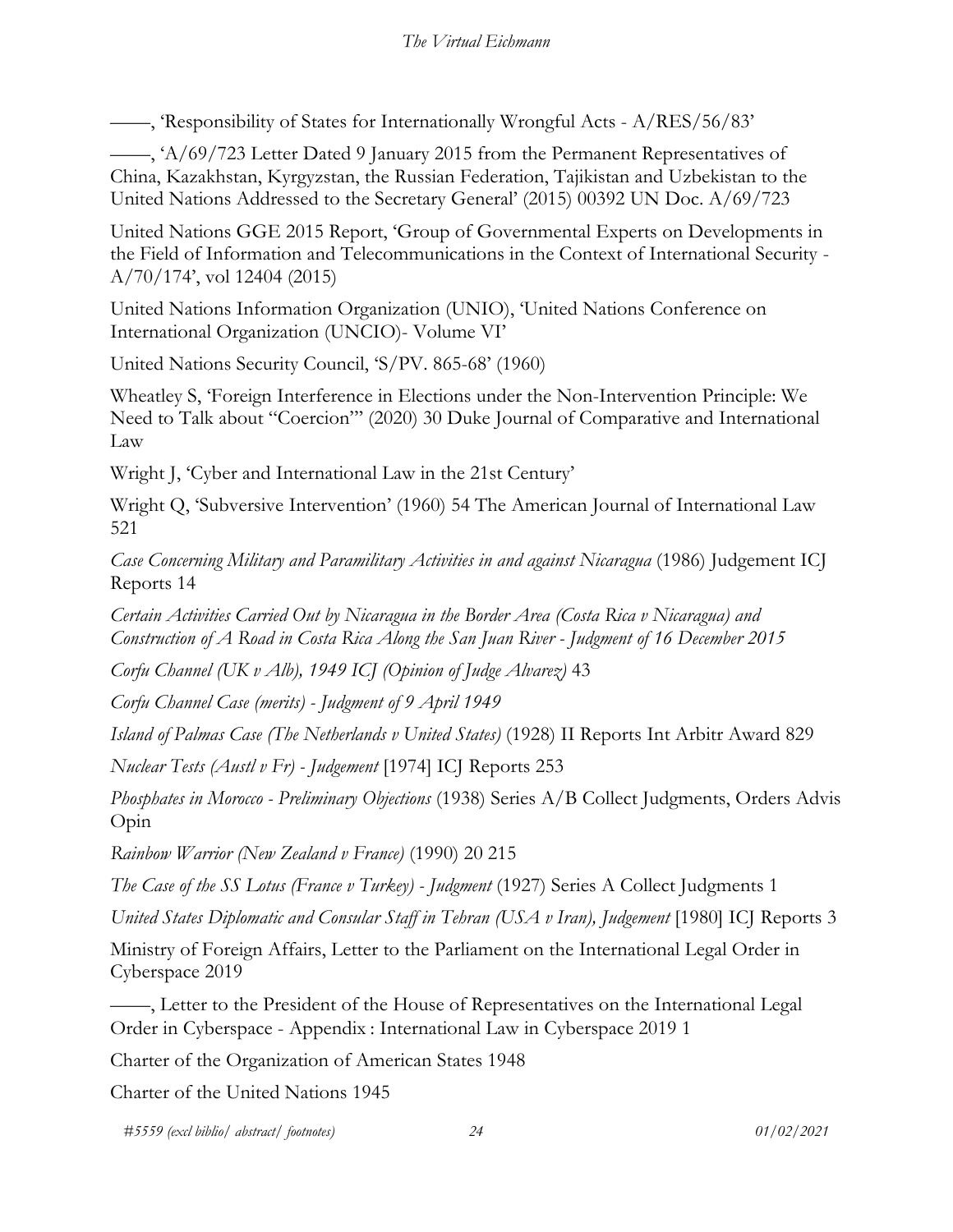——, 'Responsibility of States for Internationally Wrongful Acts - A/RES/56/83'

——, 'A/69/723 Letter Dated 9 January 2015 from the Permanent Representatives of China, Kazakhstan, Kyrgyzstan, the Russian Federation, Tajikistan and Uzbekistan to the United Nations Addressed to the Secretary General' (2015) 00392 UN Doc. A/69/723

United Nations GGE 2015 Report, 'Group of Governmental Experts on Developments in the Field of Information and Telecommunications in the Context of International Security - A/70/174', vol 12404 (2015)

United Nations Information Organization (UNIO), 'United Nations Conference on International Organization (UNCIO)- Volume VI'

United Nations Security Council, 'S/PV. 865-68' (1960)

Wheatley S, 'Foreign Interference in Elections under the Non-Intervention Principle: We Need to Talk about "Coercion"' (2020) 30 Duke Journal of Comparative and International Law

Wright J, 'Cyber and International Law in the 21st Century'

Wright Q, 'Subversive Intervention' (1960) 54 The American Journal of International Law 521

*Case Concerning Military and Paramilitary Activities in and against Nicaragua* (1986) Judgement ICJ Reports 14

*Certain Activities Carried Out by Nicaragua in the Border Area (Costa Rica v Nicaragua) and Construction of A Road in Costa Rica Along the San Juan River - Judgment of 16 December 2015*

*Corfu Channel (UK v Alb), 1949 ICJ (Opinion of Judge Alvarez)* 43

*Corfu Channel Case (merits) - Judgment of 9 April 1949*

*Island of Palmas Case (The Netherlands v United States)* (1928) II Reports Int Arbitr Award 829

*Nuclear Tests (Austl v Fr) - Judgement* [1974] ICJ Reports 253

*Phosphates in Morocco - Preliminary Objections* (1938) Series A/B Collect Judgments, Orders Advis Opin

*Rainbow Warrior (New Zealand v France)* (1990) 20 215

*The Case of the SS Lotus (France v Turkey) - Judgment* (1927) Series A Collect Judgments 1

*United States Diplomatic and Consular Staff in Tehran (USA v Iran), Judgement* [1980] ICJ Reports 3

Ministry of Foreign Affairs, Letter to the Parliament on the International Legal Order in Cyberspace 2019

——, Letter to the President of the House of Representatives on the International Legal Order in Cyberspace - Appendix : International Law in Cyberspace 2019 1

Charter of the Organization of American States 1948

Charter of the United Nations 1945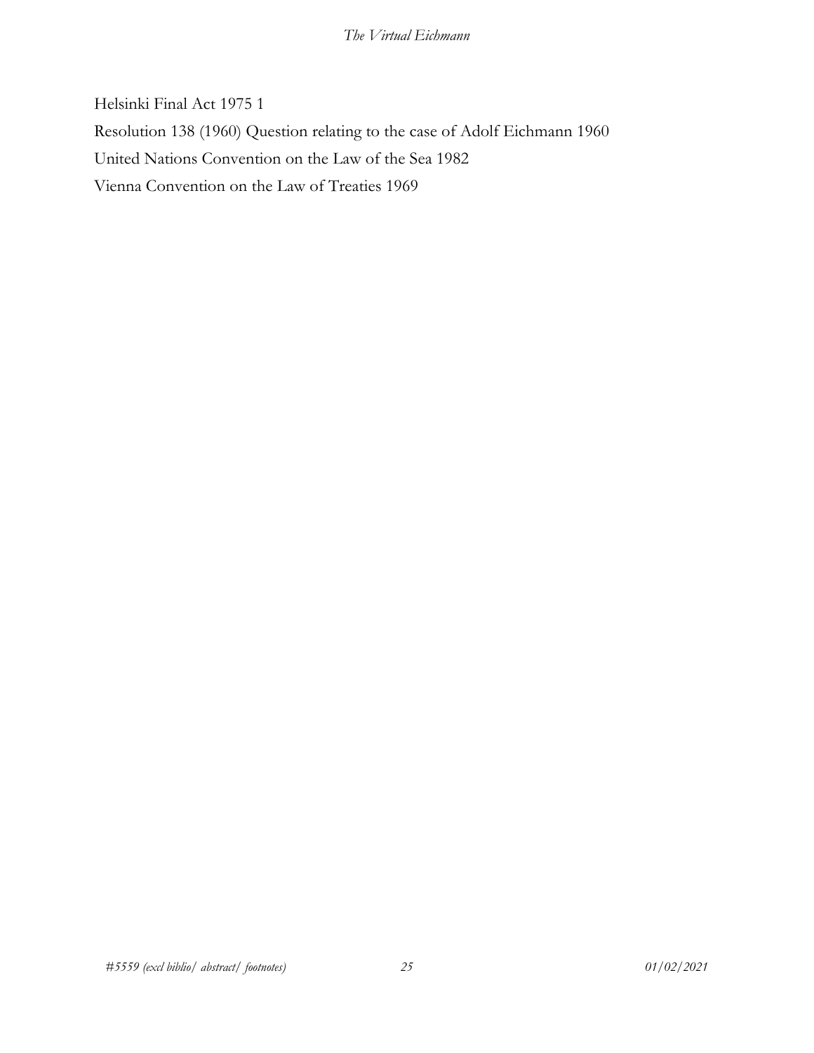Helsinki Final Act 1975 1

Resolution 138 (1960) Question relating to the case of Adolf Eichmann 1960

United Nations Convention on the Law of the Sea 1982

Vienna Convention on the Law of Treaties 1969